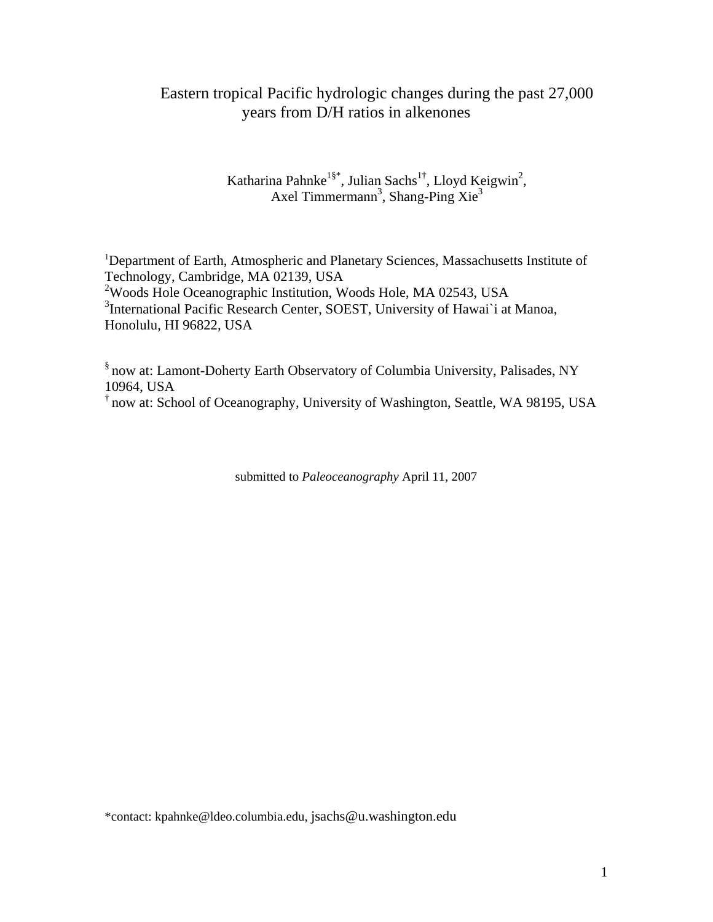# Eastern tropical Pacific hydrologic changes during the past 27,000 years from D/H ratios in alkenones

Katharina Pahnke[1§*], Julian Sachs[1†], Lloyd Keigwin[2], Axel Timmermann[3], Shang-Ping Xie[3]

[1]Department of Earth, Atmospheric and Planetary Sciences, Massachusetts Institute of Technology, Cambridge, MA 02139, USA
[2]Woods Hole Oceanographic Institution, Woods Hole, MA 02543, USA
[3]International Pacific Research Center, SOEST, University of Hawai`i at Manoa, Honolulu, HI 96822, USA

[§] now at: Lamont-Doherty Earth Observatory of Columbia University, Palisades, NY 10964, USA
[†] now at: School of Oceanography, University of Washington, Seattle, WA 98195, USA

submitted to *Paleoceanography* April 11, 2007

*contact: kpahnke@ldeo.columbia.edu, jsachs@u.washington.edu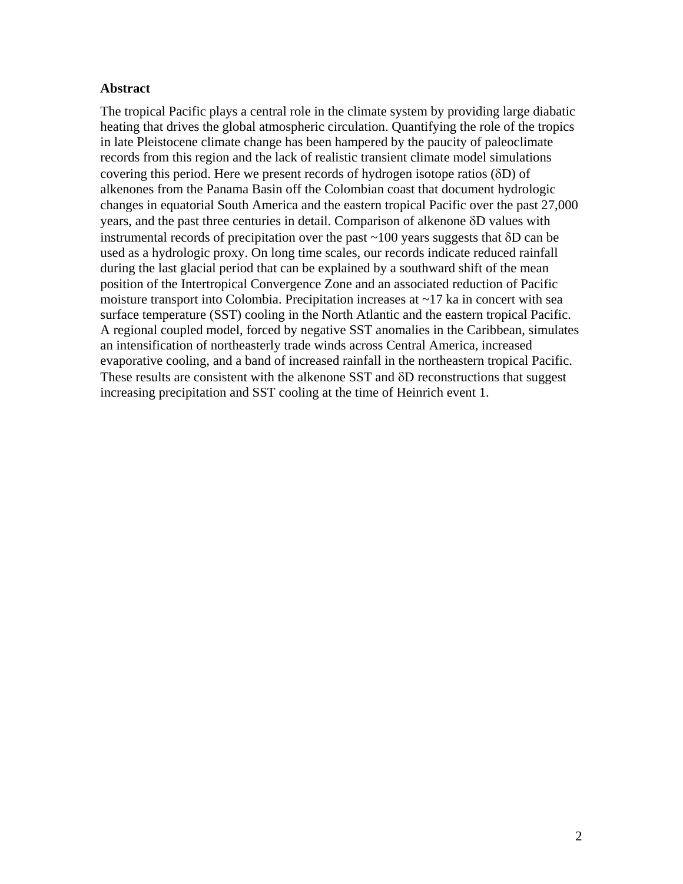## Abstract

The tropical Pacific plays a central role in the climate system by providing large diabatic heating that drives the global atmospheric circulation. Quantifying the role of the tropics in late Pleistocene climate change has been hampered by the paucity of paleoclimate records from this region and the lack of realistic transient climate model simulations covering this period. Here we present records of hydrogen isotope ratios ($\delta$D) of alkenones from the Panama Basin off the Colombian coast that document hydrologic changes in equatorial South America and the eastern tropical Pacific over the past 27,000 years, and the past three centuries in detail. Comparison of alkenone $\delta$D values with instrumental records of precipitation over the past ~100 years suggests that $\delta$D can be used as a hydrologic proxy. On long time scales, our records indicate reduced rainfall during the last glacial period that can be explained by a southward shift of the mean position of the Intertropical Convergence Zone and an associated reduction of Pacific moisture transport into Colombia. Precipitation increases at ~17 ka in concert with sea surface temperature (SST) cooling in the North Atlantic and the eastern tropical Pacific. A regional coupled model, forced by negative SST anomalies in the Caribbean, simulates an intensification of northeasterly trade winds across Central America, increased evaporative cooling, and a band of increased rainfall in the northeastern tropical Pacific. These results are consistent with the alkenone SST and $\delta$D reconstructions that suggest increasing precipitation and SST cooling at the time of Heinrich event 1.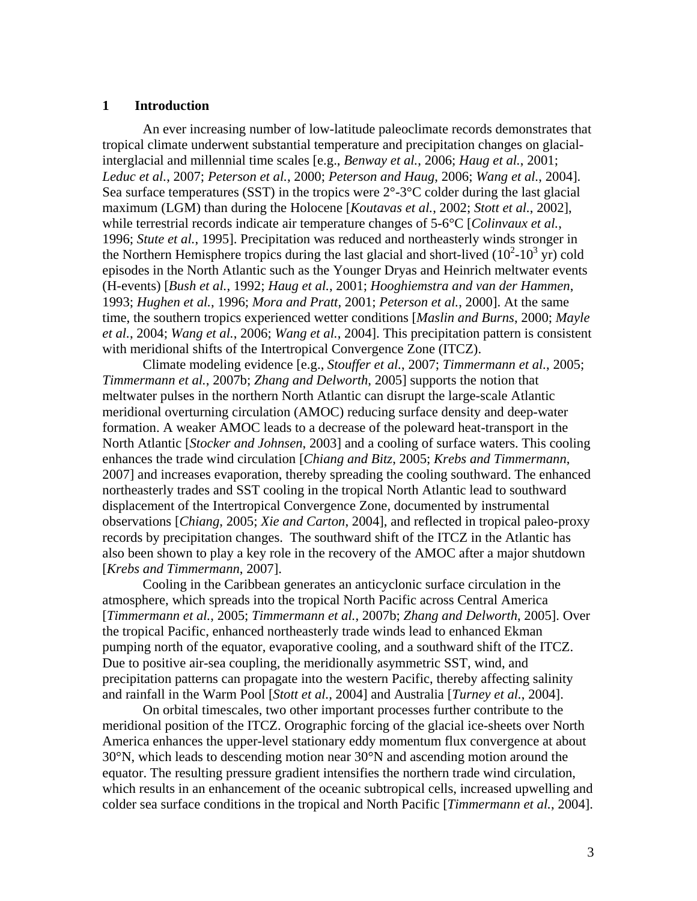# 1 Introduction

An ever increasing number of low-latitude paleoclimate records demonstrates that tropical climate underwent substantial temperature and precipitation changes on glacial-interglacial and millennial time scales [e.g., *Benway et al.*, 2006; *Haug et al.*, 2001; *Leduc et al.*, 2007; *Peterson et al.*, 2000; *Peterson and Haug*, 2006; *Wang et al.*, 2004]. Sea surface temperatures (SST) in the tropics were 2°-3°C colder during the last glacial maximum (LGM) than during the Holocene [*Koutavas et al.*, 2002; *Stott et al.*, 2002], while terrestrial records indicate air temperature changes of 5-6°C [*Colinvaux et al.*, 1996; *Stute et al.*, 1995]. Precipitation was reduced and northeasterly winds stronger in the Northern Hemisphere tropics during the last glacial and short-lived ($10^2$-$10^3$ yr) cold episodes in the North Atlantic such as the Younger Dryas and Heinrich meltwater events (H-events) [*Bush et al.*, 1992; *Haug et al.*, 2001; *Hooghiemstra and van der Hammen*, 1993; *Hughen et al.*, 1996; *Mora and Pratt*, 2001; *Peterson et al.*, 2000]. At the same time, the southern tropics experienced wetter conditions [*Maslin and Burns*, 2000; *Mayle et al.*, 2004; *Wang et al.*, 2006; *Wang et al.*, 2004]. This precipitation pattern is consistent with meridional shifts of the Intertropical Convergence Zone (ITCZ).

Climate modeling evidence [e.g., *Stouffer et al.*, 2007; *Timmermann et al.*, 2005; *Timmermann et al.*, 2007b; *Zhang and Delworth*, 2005] supports the notion that meltwater pulses in the northern North Atlantic can disrupt the large-scale Atlantic meridional overturning circulation (AMOC) reducing surface density and deep-water formation. A weaker AMOC leads to a decrease of the poleward heat-transport in the North Atlantic [*Stocker and Johnsen*, 2003] and a cooling of surface waters. This cooling enhances the trade wind circulation [*Chiang and Bitz*, 2005; *Krebs and Timmermann*, 2007] and increases evaporation, thereby spreading the cooling southward. The enhanced northeasterly trades and SST cooling in the tropical North Atlantic lead to southward displacement of the Intertropical Convergence Zone, documented by instrumental observations [*Chiang*, 2005; *Xie and Carton*, 2004], and reflected in tropical paleo-proxy records by precipitation changes. The southward shift of the ITCZ in the Atlantic has also been shown to play a key role in the recovery of the AMOC after a major shutdown [*Krebs and Timmermann*, 2007].

Cooling in the Caribbean generates an anticyclonic surface circulation in the atmosphere, which spreads into the tropical North Pacific across Central America [*Timmermann et al.*, 2005; *Timmermann et al.*, 2007b; *Zhang and Delworth*, 2005]. Over the tropical Pacific, enhanced northeasterly trade winds lead to enhanced Ekman pumping north of the equator, evaporative cooling, and a southward shift of the ITCZ. Due to positive air-sea coupling, the meridionally asymmetric SST, wind, and precipitation patterns can propagate into the western Pacific, thereby affecting salinity and rainfall in the Warm Pool [*Stott et al.*, 2004] and Australia [*Turney et al.*, 2004].

On orbital timescales, two other important processes further contribute to the meridional position of the ITCZ. Orographic forcing of the glacial ice-sheets over North America enhances the upper-level stationary eddy momentum flux convergence at about 30°N, which leads to descending motion near 30°N and ascending motion around the equator. The resulting pressure gradient intensifies the northern trade wind circulation, which results in an enhancement of the oceanic subtropical cells, increased upwelling and colder sea surface conditions in the tropical and North Pacific [*Timmermann et al.*, 2004].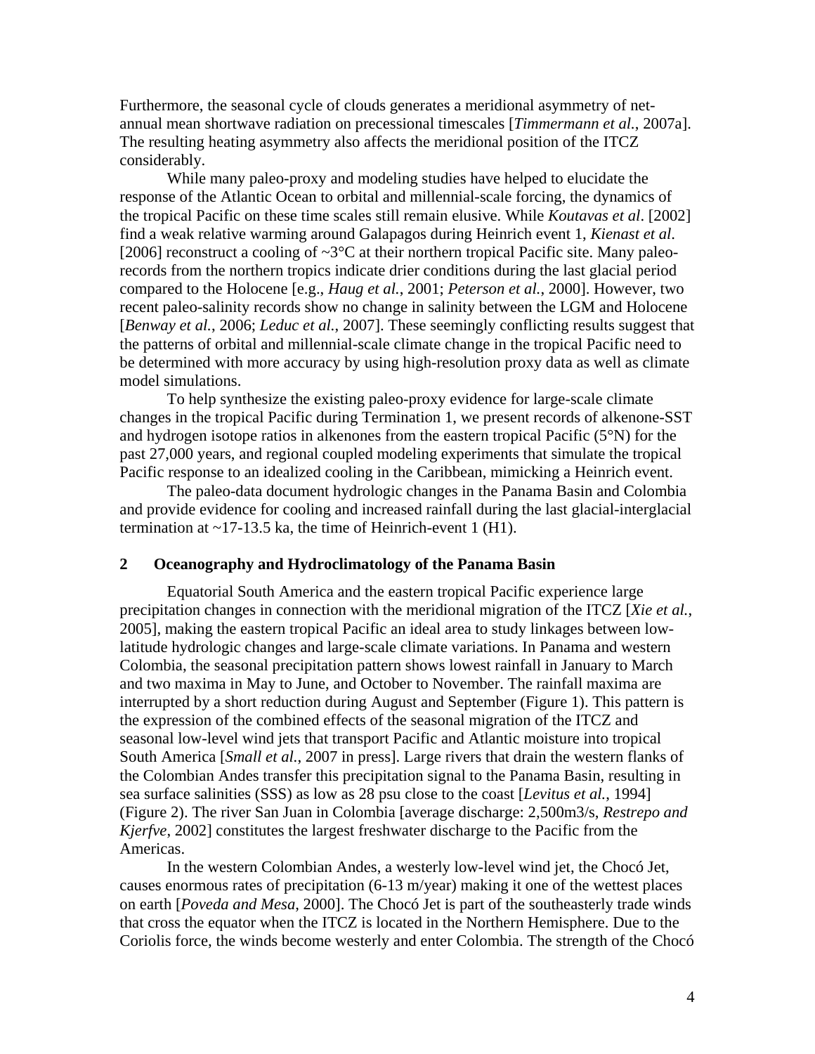Furthermore, the seasonal cycle of clouds generates a meridional asymmetry of net-annual mean shortwave radiation on precessional timescales [*Timmermann et al.*, 2007a]. The resulting heating asymmetry also affects the meridional position of the ITCZ considerably.

While many paleo-proxy and modeling studies have helped to elucidate the response of the Atlantic Ocean to orbital and millennial-scale forcing, the dynamics of the tropical Pacific on these time scales still remain elusive. While *Koutavas et al*. [2002] find a weak relative warming around Galapagos during Heinrich event 1, *Kienast et al*. [2006] reconstruct a cooling of ~3°C at their northern tropical Pacific site. Many paleo-records from the northern tropics indicate drier conditions during the last glacial period compared to the Holocene [e.g., *Haug et al.*, 2001; *Peterson et al.*, 2000]. However, two recent paleo-salinity records show no change in salinity between the LGM and Holocene [*Benway et al.*, 2006; *Leduc et al.*, 2007]. These seemingly conflicting results suggest that the patterns of orbital and millennial-scale climate change in the tropical Pacific need to be determined with more accuracy by using high-resolution proxy data as well as climate model simulations.

To help synthesize the existing paleo-proxy evidence for large-scale climate changes in the tropical Pacific during Termination 1, we present records of alkenone-SST and hydrogen isotope ratios in alkenones from the eastern tropical Pacific (5°N) for the past 27,000 years, and regional coupled modeling experiments that simulate the tropical Pacific response to an idealized cooling in the Caribbean, mimicking a Heinrich event.

The paleo-data document hydrologic changes in the Panama Basin and Colombia and provide evidence for cooling and increased rainfall during the last glacial-interglacial termination at ~17-13.5 ka, the time of Heinrich-event 1 (H1).

## 2 Oceanography and Hydroclimatology of the Panama Basin

Equatorial South America and the eastern tropical Pacific experience large precipitation changes in connection with the meridional migration of the ITCZ [*Xie et al.*, 2005], making the eastern tropical Pacific an ideal area to study linkages between low-latitude hydrologic changes and large-scale climate variations. In Panama and western Colombia, the seasonal precipitation pattern shows lowest rainfall in January to March and two maxima in May to June, and October to November. The rainfall maxima are interrupted by a short reduction during August and September (Figure 1). This pattern is the expression of the combined effects of the seasonal migration of the ITCZ and seasonal low-level wind jets that transport Pacific and Atlantic moisture into tropical South America [*Small et al.*, 2007 in press]. Large rivers that drain the western flanks of the Colombian Andes transfer this precipitation signal to the Panama Basin, resulting in sea surface salinities (SSS) as low as 28 psu close to the coast [*Levitus et al.*, 1994] (Figure 2). The river San Juan in Colombia [average discharge: 2,500m3/s, *Restrepo and Kjerfve*, 2002] constitutes the largest freshwater discharge to the Pacific from the Americas.

In the western Colombian Andes, a westerly low-level wind jet, the Chocó Jet, causes enormous rates of precipitation (6-13 m/year) making it one of the wettest places on earth [*Poveda and Mesa*, 2000]. The Chocó Jet is part of the southeasterly trade winds that cross the equator when the ITCZ is located in the Northern Hemisphere. Due to the Coriolis force, the winds become westerly and enter Colombia. The strength of the Chocó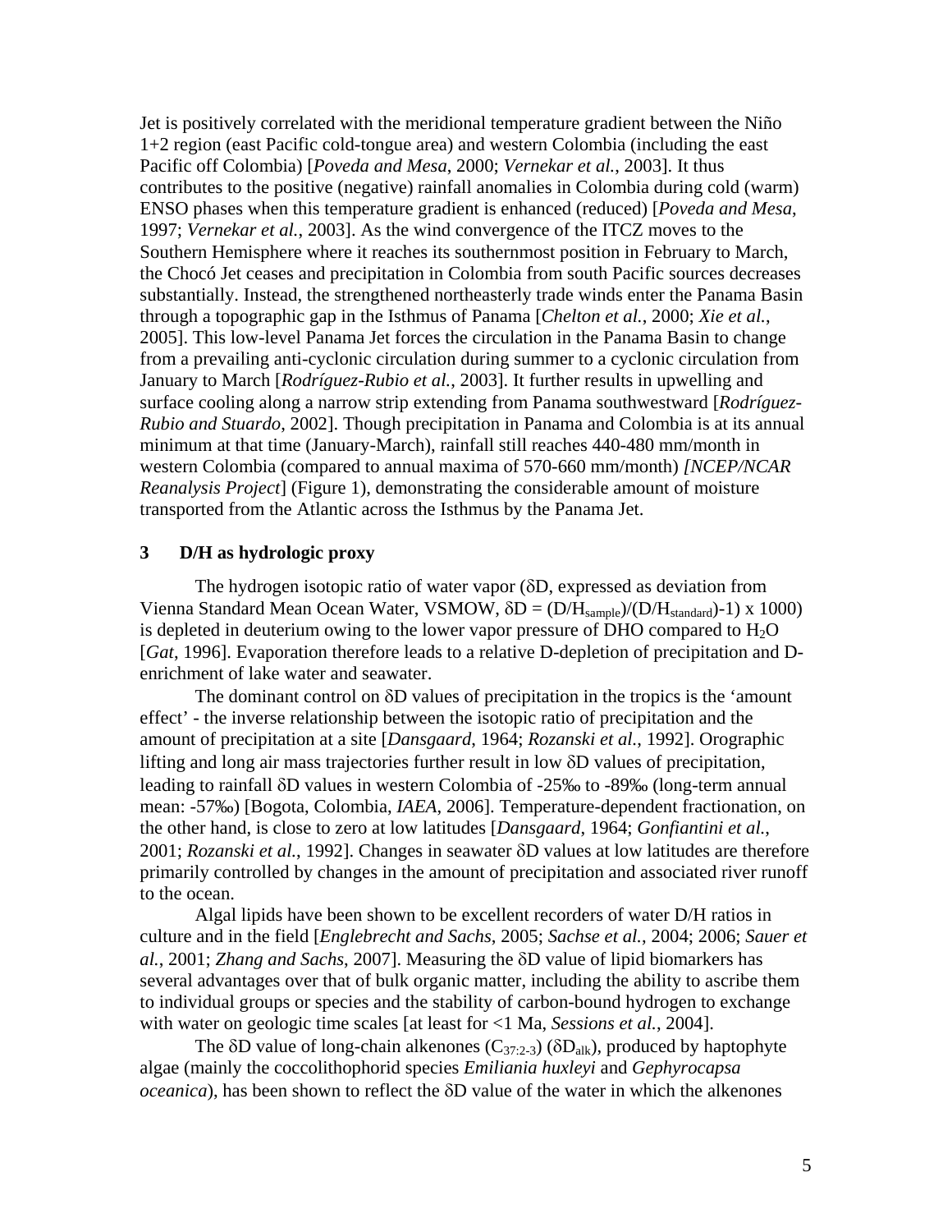Jet is positively correlated with the meridional temperature gradient between the Niño 1+2 region (east Pacific cold-tongue area) and western Colombia (including the east Pacific off Colombia) [*Poveda and Mesa*, 2000; *Vernekar et al.*, 2003]. It thus contributes to the positive (negative) rainfall anomalies in Colombia during cold (warm) ENSO phases when this temperature gradient is enhanced (reduced) [*Poveda and Mesa*, 1997; *Vernekar et al.*, 2003]. As the wind convergence of the ITCZ moves to the Southern Hemisphere where it reaches its southernmost position in February to March, the Chocó Jet ceases and precipitation in Colombia from south Pacific sources decreases substantially. Instead, the strengthened northeasterly trade winds enter the Panama Basin through a topographic gap in the Isthmus of Panama [*Chelton et al.*, 2000; *Xie et al.*, 2005]. This low-level Panama Jet forces the circulation in the Panama Basin to change from a prevailing anti-cyclonic circulation during summer to a cyclonic circulation from January to March [*Rodríguez-Rubio et al.*, 2003]. It further results in upwelling and surface cooling along a narrow strip extending from Panama southwestward [*Rodríguez-Rubio and Stuardo*, 2002]. Though precipitation in Panama and Colombia is at its annual minimum at that time (January-March), rainfall still reaches 440-480 mm/month in western Colombia (compared to annual maxima of 570-660 mm/month) *[NCEP/NCAR Reanalysis Project*] (Figure 1), demonstrating the considerable amount of moisture transported from the Atlantic across the Isthmus by the Panama Jet.

## 3 D/H as hydrologic proxy

The hydrogen isotopic ratio of water vapor (δD, expressed as deviation from Vienna Standard Mean Ocean Water, VSMOW, $\delta D = (D/H_{sample})/(D/H_{standard})-1) \times 1000$) is depleted in deuterium owing to the lower vapor pressure of DHO compared to $H_2O$ [*Gat*, 1996]. Evaporation therefore leads to a relative D-depletion of precipitation and D-enrichment of lake water and seawater.

The dominant control on δD values of precipitation in the tropics is the 'amount effect' - the inverse relationship between the isotopic ratio of precipitation and the amount of precipitation at a site [*Dansgaard*, 1964; *Rozanski et al.*, 1992]. Orographic lifting and long air mass trajectories further result in low δD values of precipitation, leading to rainfall δD values in western Colombia of -25‰ to -89‰ (long-term annual mean: -57‰) [Bogota, Colombia, *IAEA*, 2006]. Temperature-dependent fractionation, on the other hand, is close to zero at low latitudes [*Dansgaard*, 1964; *Gonfiantini et al.*, 2001; *Rozanski et al.*, 1992]. Changes in seawater δD values at low latitudes are therefore primarily controlled by changes in the amount of precipitation and associated river runoff to the ocean.

Algal lipids have been shown to be excellent recorders of water D/H ratios in culture and in the field [*Englebrecht and Sachs*, 2005; *Sachse et al.*, 2004; 2006; *Sauer et al.*, 2001; *Zhang and Sachs*, 2007]. Measuring the δD value of lipid biomarkers has several advantages over that of bulk organic matter, including the ability to ascribe them to individual groups or species and the stability of carbon-bound hydrogen to exchange with water on geologic time scales [at least for <1 Ma, *Sessions et al.*, 2004].

The δD value of long-chain alkenones ($C_{37:2-3}$) ($\delta D_{alk}$), produced by haptophyte algae (mainly the coccolithophorid species *Emiliania huxleyi* and *Gephyrocapsa oceanica*), has been shown to reflect the δD value of the water in which the alkenones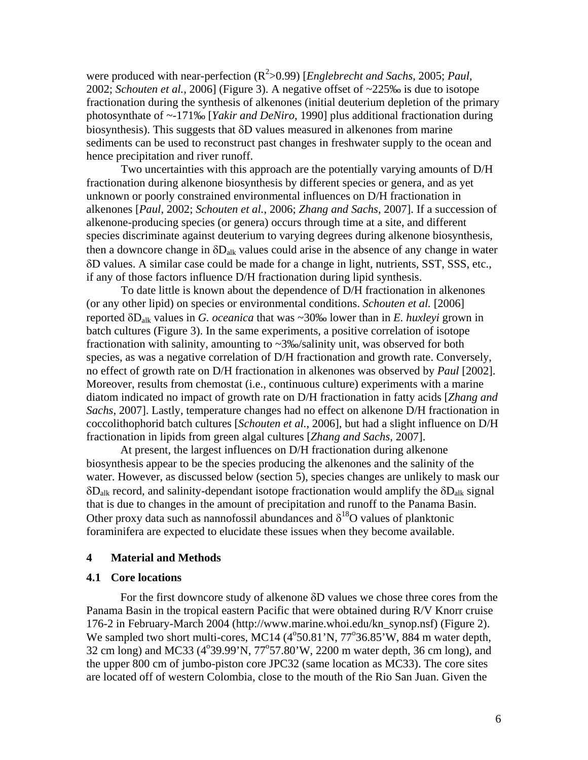were produced with near-perfection ($R^2$>0.99) [*Englebrecht and Sachs*, 2005; *Paul*, 2002; *Schouten et al.*, 2006] (Figure 3). A negative offset of ~225‰ is due to isotope fractionation during the synthesis of alkenones (initial deuterium depletion of the primary photosynthate of ~-171‰ [*Yakir and DeNiro*, 1990] plus additional fractionation during biosynthesis). This suggests that δD values measured in alkenones from marine sediments can be used to reconstruct past changes in freshwater supply to the ocean and hence precipitation and river runoff.

Two uncertainties with this approach are the potentially varying amounts of D/H fractionation during alkenone biosynthesis by different species or genera, and as yet unknown or poorly constrained environmental influences on D/H fractionation in alkenones [*Paul*, 2002; *Schouten et al.*, 2006; *Zhang and Sachs*, 2007]. If a succession of alkenone-producing species (or genera) occurs through time at a site, and different species discriminate against deuterium to varying degrees during alkenone biosynthesis, then a downcore change in $\delta D_{alk}$ values could arise in the absence of any change in water δD values. A similar case could be made for a change in light, nutrients, SST, SSS, etc., if any of those factors influence D/H fractionation during lipid synthesis.

To date little is known about the dependence of D/H fractionation in alkenones (or any other lipid) on species or environmental conditions. *Schouten et al.* [2006] reported $\delta D_{alk}$ values in *G. oceanica* that was ~30‰ lower than in *E. huxleyi* grown in batch cultures (Figure 3). In the same experiments, a positive correlation of isotope fractionation with salinity, amounting to ~3‰/salinity unit, was observed for both species, as was a negative correlation of D/H fractionation and growth rate. Conversely, no effect of growth rate on D/H fractionation in alkenones was observed by *Paul* [2002]. Moreover, results from chemostat (i.e., continuous culture) experiments with a marine diatom indicated no impact of growth rate on D/H fractionation in fatty acids [*Zhang and Sachs*, 2007]. Lastly, temperature changes had no effect on alkenone D/H fractionation in coccolithophorid batch cultures [*Schouten et al.*, 2006], but had a slight influence on D/H fractionation in lipids from green algal cultures [*Zhang and Sachs*, 2007].

At present, the largest influences on D/H fractionation during alkenone biosynthesis appear to be the species producing the alkenones and the salinity of the water. However, as discussed below (section 5), species changes are unlikely to mask our $\delta D_{alk}$ record, and salinity-dependant isotope fractionation would amplify the $\delta D_{alk}$ signal that is due to changes in the amount of precipitation and runoff to the Panama Basin. Other proxy data such as nannofossil abundances and $\delta^{18}O$ values of planktonic foraminifera are expected to elucidate these issues when they become available.

## 4 Material and Methods

### 4.1 Core locations

For the first downcore study of alkenone δD values we chose three cores from the Panama Basin in the tropical eastern Pacific that were obtained during R/V Knorr cruise 176-2 in February-March 2004 (http://www.marine.whoi.edu/kn_synop.nsf) (Figure 2). We sampled two short multi-cores, MC14 (4°50.81'N, 77°36.85'W, 884 m water depth, 32 cm long) and MC33 (4°39.99'N, 77°57.80'W, 2200 m water depth, 36 cm long), and the upper 800 cm of jumbo-piston core JPC32 (same location as MC33). The core sites are located off of western Colombia, close to the mouth of the Rio San Juan. Given the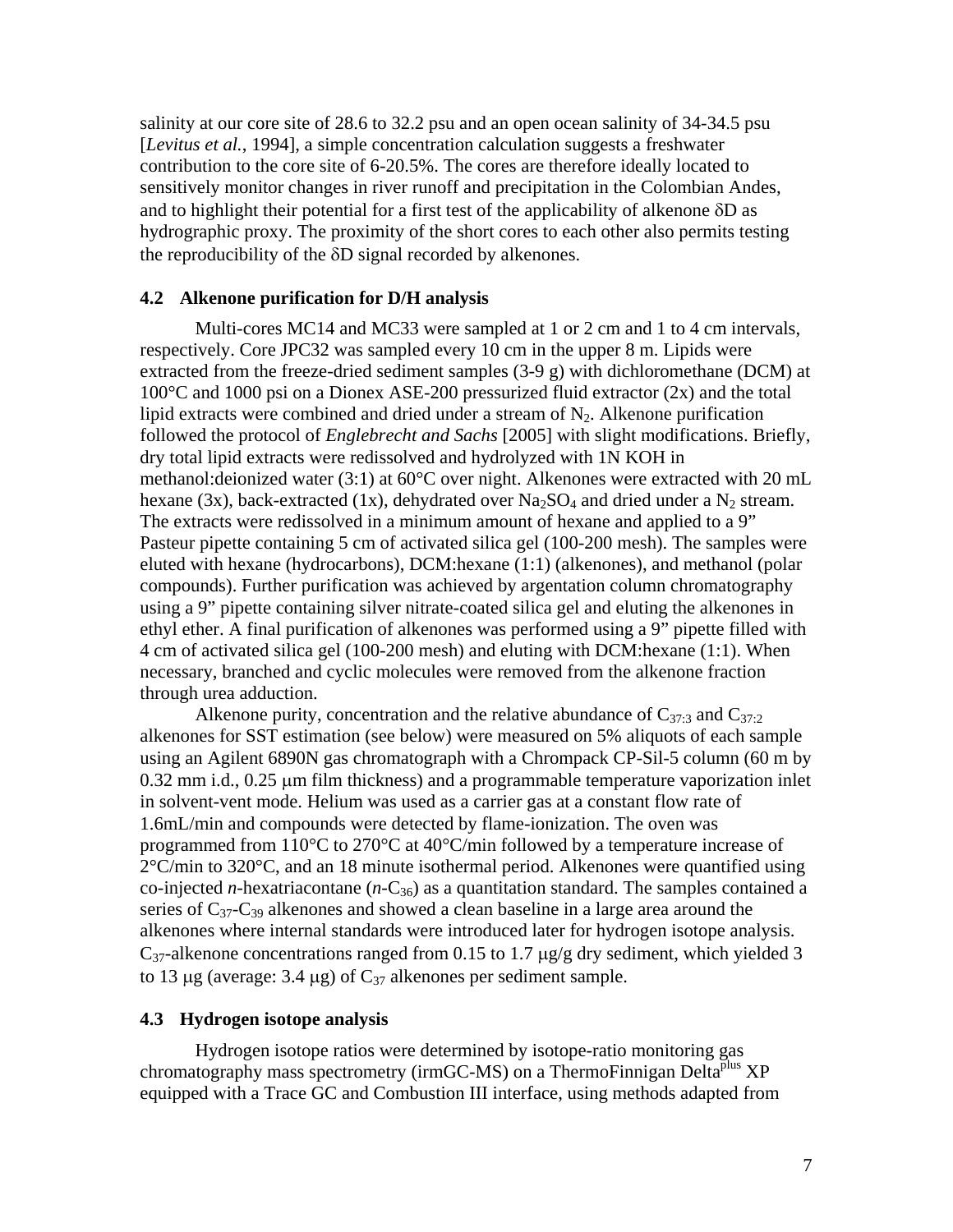salinity at our core site of 28.6 to 32.2 psu and an open ocean salinity of 34-34.5 psu [*Levitus et al.*, 1994], a simple concentration calculation suggests a freshwater contribution to the core site of 6-20.5%. The cores are therefore ideally located to sensitively monitor changes in river runoff and precipitation in the Colombian Andes, and to highlight their potential for a first test of the applicability of alkenone δD as hydrographic proxy. The proximity of the short cores to each other also permits testing the reproducibility of the δD signal recorded by alkenones.

### 4.2 Alkenone purification for D/H analysis

Multi-cores MC14 and MC33 were sampled at 1 or 2 cm and 1 to 4 cm intervals, respectively. Core JPC32 was sampled every 10 cm in the upper 8 m. Lipids were extracted from the freeze-dried sediment samples (3-9 g) with dichloromethane (DCM) at 100°C and 1000 psi on a Dionex ASE-200 pressurized fluid extractor (2x) and the total lipid extracts were combined and dried under a stream of $N_2$. Alkenone purification followed the protocol of *Englebrecht and Sachs* [2005] with slight modifications. Briefly, dry total lipid extracts were redissolved and hydrolyzed with 1N KOH in methanol:deionized water (3:1) at 60°C over night. Alkenones were extracted with 20 mL hexane (3x), back-extracted (1x), dehydrated over $Na_2SO_4$ and dried under a $N_2$ stream. The extracts were redissolved in a minimum amount of hexane and applied to a 9" Pasteur pipette containing 5 cm of activated silica gel (100-200 mesh). The samples were eluted with hexane (hydrocarbons), DCM:hexane (1:1) (alkenones), and methanol (polar compounds). Further purification was achieved by argentation column chromatography using a 9" pipette containing silver nitrate-coated silica gel and eluting the alkenones in ethyl ether. A final purification of alkenones was performed using a 9" pipette filled with 4 cm of activated silica gel (100-200 mesh) and eluting with DCM:hexane (1:1). When necessary, branched and cyclic molecules were removed from the alkenone fraction through urea adduction.

Alkenone purity, concentration and the relative abundance of $C_{37:3}$ and $C_{37:2}$ alkenones for SST estimation (see below) were measured on 5% aliquots of each sample using an Agilent 6890N gas chromatograph with a Chrompack CP-Sil-5 column (60 m by 0.32 mm i.d., 0.25 μm film thickness) and a programmable temperature vaporization inlet in solvent-vent mode. Helium was used as a carrier gas at a constant flow rate of 1.6mL/min and compounds were detected by flame-ionization. The oven was programmed from 110°C to 270°C at 40°C/min followed by a temperature increase of 2°C/min to 320°C, and an 18 minute isothermal period. Alkenones were quantified using co-injected *n*-hexatriacontane (*n*-$C_{36}$) as a quantitation standard. The samples contained a series of $C_{37}$-$C_{39}$ alkenones and showed a clean baseline in a large area around the alkenones where internal standards were introduced later for hydrogen isotope analysis. $C_{37}$-alkenone concentrations ranged from 0.15 to 1.7 μg/g dry sediment, which yielded 3 to 13 μg (average: 3.4 μg) of $C_{37}$ alkenones per sediment sample.

### 4.3 Hydrogen isotope analysis

Hydrogen isotope ratios were determined by isotope-ratio monitoring gas chromatography mass spectrometry (irmGC-MS) on a ThermoFinnigan Delta$^{plus}$ XP equipped with a Trace GC and Combustion III interface, using methods adapted from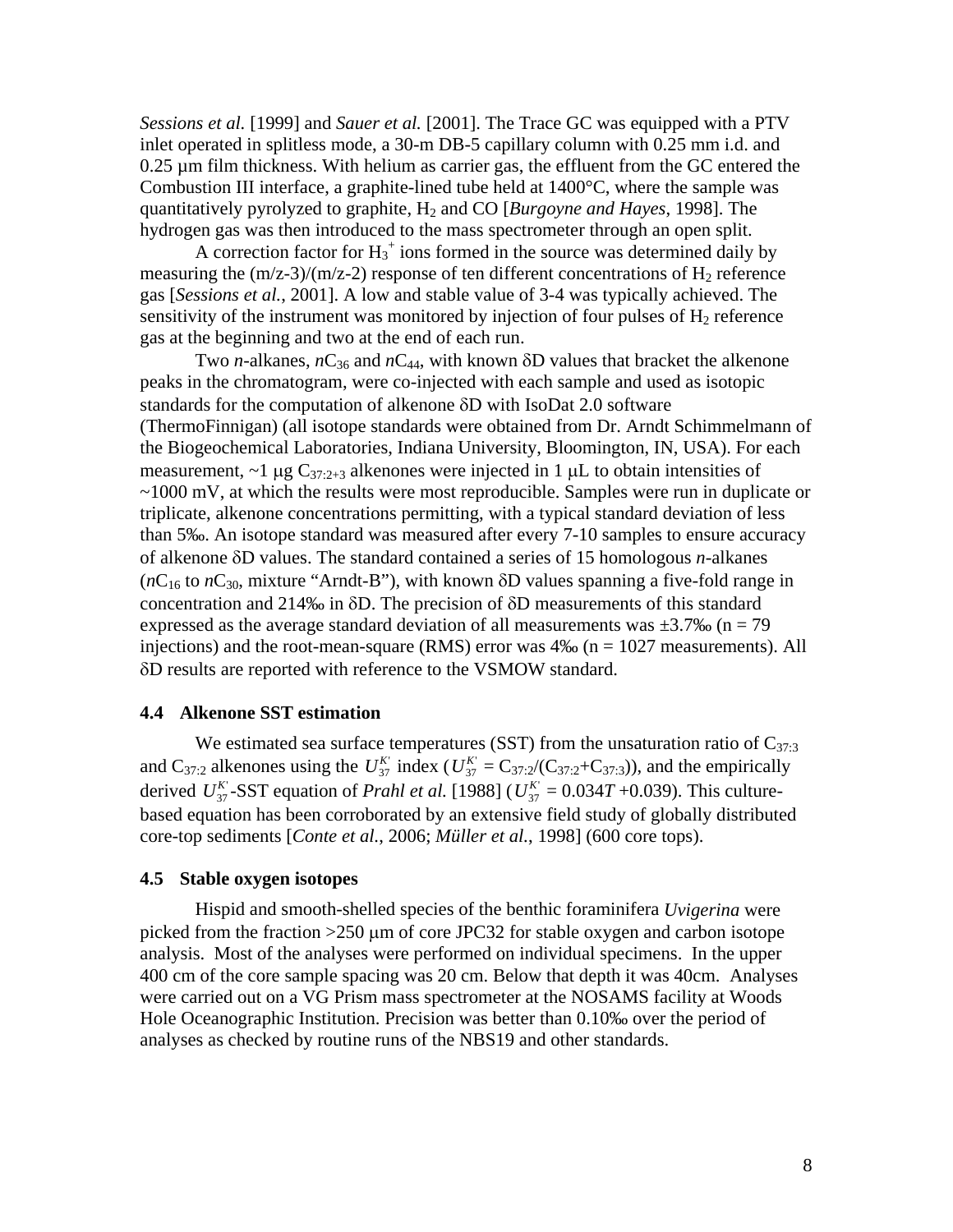*Sessions et al.* [1999] and *Sauer et al.* [2001]. The Trace GC was equipped with a PTV inlet operated in splitless mode, a 30-m DB-5 capillary column with 0.25 mm i.d. and 0.25 µm film thickness. With helium as carrier gas, the effluent from the GC entered the Combustion III interface, a graphite-lined tube held at 1400°C, where the sample was quantitatively pyrolyzed to graphite, $H_2$ and CO [*Burgoyne and Hayes*, 1998]. The hydrogen gas was then introduced to the mass spectrometer through an open split.

A correction factor for $H_3^+$ ions formed in the source was determined daily by measuring the (m/z-3)/(m/z-2) response of ten different concentrations of $H_2$ reference gas [*Sessions et al.*, 2001]. A low and stable value of 3-4 was typically achieved. The sensitivity of the instrument was monitored by injection of four pulses of $H_2$ reference gas at the beginning and two at the end of each run.

Two *n*-alkanes, $nC_{36}$ and $nC_{44}$, with known δD values that bracket the alkenone peaks in the chromatogram, were co-injected with each sample and used as isotopic standards for the computation of alkenone δD with IsoDat 2.0 software (ThermoFinnigan) (all isotope standards were obtained from Dr. Arndt Schimmelmann of the Biogeochemical Laboratories, Indiana University, Bloomington, IN, USA). For each measurement, ~1 µg $C_{37:2+3}$ alkenones were injected in 1 µL to obtain intensities of ~1000 mV, at which the results were most reproducible. Samples were run in duplicate or triplicate, alkenone concentrations permitting, with a typical standard deviation of less than 5‰. An isotope standard was measured after every 7-10 samples to ensure accuracy of alkenone δD values. The standard contained a series of 15 homologous *n*-alkanes ($nC_{16}$ to $nC_{30}$, mixture "Arndt-B"), with known δD values spanning a five-fold range in concentration and 214‰ in δD. The precision of δD measurements of this standard expressed as the average standard deviation of all measurements was ±3.7‰ (n = 79 injections) and the root-mean-square (RMS) error was 4‰ (n = 1027 measurements). All δD results are reported with reference to the VSMOW standard.

### 4.4 Alkenone SST estimation

We estimated sea surface temperatures (SST) from the unsaturation ratio of $C_{37:3}$ and $C_{37:2}$ alkenones using the $U_{37}^{K'}$ index ($U_{37}^{K'} = C_{37:2}/(C_{37:2}+C_{37:3})$), and the empirically derived $U_{37}^{K'}$-SST equation of *Prahl et al.* [1988] ($U_{37}^{K'} = 0.034T + 0.039$). This culture-based equation has been corroborated by an extensive field study of globally distributed core-top sediments [*Conte et al.*, 2006; *Müller et al.*, 1998] (600 core tops).

### 4.5 Stable oxygen isotopes

Hispid and smooth-shelled species of the benthic foraminifera *Uvigerina* were picked from the fraction >250 µm of core JPC32 for stable oxygen and carbon isotope analysis. Most of the analyses were performed on individual specimens. In the upper 400 cm of the core sample spacing was 20 cm. Below that depth it was 40cm. Analyses were carried out on a VG Prism mass spectrometer at the NOSAMS facility at Woods Hole Oceanographic Institution. Precision was better than 0.10‰ over the period of analyses as checked by routine runs of the NBS19 and other standards.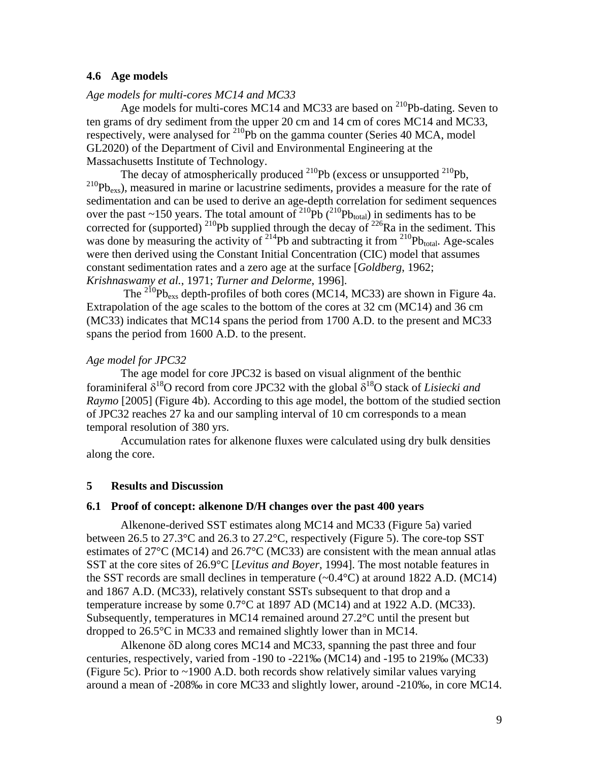### 4.6 Age models

*Age models for multi-cores MC14 and MC33*

Age models for multi-cores MC14 and MC33 are based on $^{210}$Pb-dating. Seven to ten grams of dry sediment from the upper 20 cm and 14 cm of cores MC14 and MC33, respectively, were analysed for $^{210}$Pb on the gamma counter (Series 40 MCA, model GL2020) of the Department of Civil and Environmental Engineering at the Massachusetts Institute of Technology.

The decay of atmospherically produced $^{210}$Pb (excess or unsupported $^{210}$Pb, $^{210}Pb_{exs}$), measured in marine or lacustrine sediments, provides a measure for the rate of sedimentation and can be used to derive an age-depth correlation for sediment sequences over the past ~150 years. The total amount of $^{210}$Pb ($^{210}Pb_{total}$) in sediments has to be corrected for (supported) $^{210}$Pb supplied through the decay of $^{226}$Ra in the sediment. This was done by measuring the activity of $^{214}$Pb and subtracting it from $^{210}Pb_{total}$. Age-scales were then derived using the Constant Initial Concentration (CIC) model that assumes constant sedimentation rates and a zero age at the surface [*Goldberg*, 1962; *Krishnaswamy et al.*, 1971; *Turner and Delorme*, 1996].

The $^{210}Pb_{exs}$ depth-profiles of both cores (MC14, MC33) are shown in Figure 4a. Extrapolation of the age scales to the bottom of the cores at 32 cm (MC14) and 36 cm (MC33) indicates that MC14 spans the period from 1700 A.D. to the present and MC33 spans the period from 1600 A.D. to the present.

*Age model for JPC32*

The age model for core JPC32 is based on visual alignment of the benthic foraminiferal $\delta^{18}$O record from core JPC32 with the global $\delta^{18}$O stack of *Lisiecki and Raymo* [2005] (Figure 4b). According to this age model, the bottom of the studied section of JPC32 reaches 27 ka and our sampling interval of 10 cm corresponds to a mean temporal resolution of 380 yrs.

Accumulation rates for alkenone fluxes were calculated using dry bulk densities along the core.

## 5 Results and Discussion

### 6.1 Proof of concept: alkenone D/H changes over the past 400 years

Alkenone-derived SST estimates along MC14 and MC33 (Figure 5a) varied between 26.5 to 27.3°C and 26.3 to 27.2°C, respectively (Figure 5). The core-top SST estimates of 27°C (MC14) and 26.7°C (MC33) are consistent with the mean annual atlas SST at the core sites of 26.9°C [*Levitus and Boyer*, 1994]. The most notable features in the SST records are small declines in temperature (~0.4°C) at around 1822 A.D. (MC14) and 1867 A.D. (MC33), relatively constant SSTs subsequent to that drop and a temperature increase by some 0.7°C at 1897 AD (MC14) and at 1922 A.D. (MC33). Subsequently, temperatures in MC14 remained around 27.2°C until the present but dropped to 26.5°C in MC33 and remained slightly lower than in MC14.

Alkenone $\delta$D along cores MC14 and MC33, spanning the past three and four centuries, respectively, varied from -190 to -221‰ (MC14) and -195 to 219‰ (MC33) (Figure 5c). Prior to ~1900 A.D. both records show relatively similar values varying around a mean of -208‰ in core MC33 and slightly lower, around -210‰, in core MC14.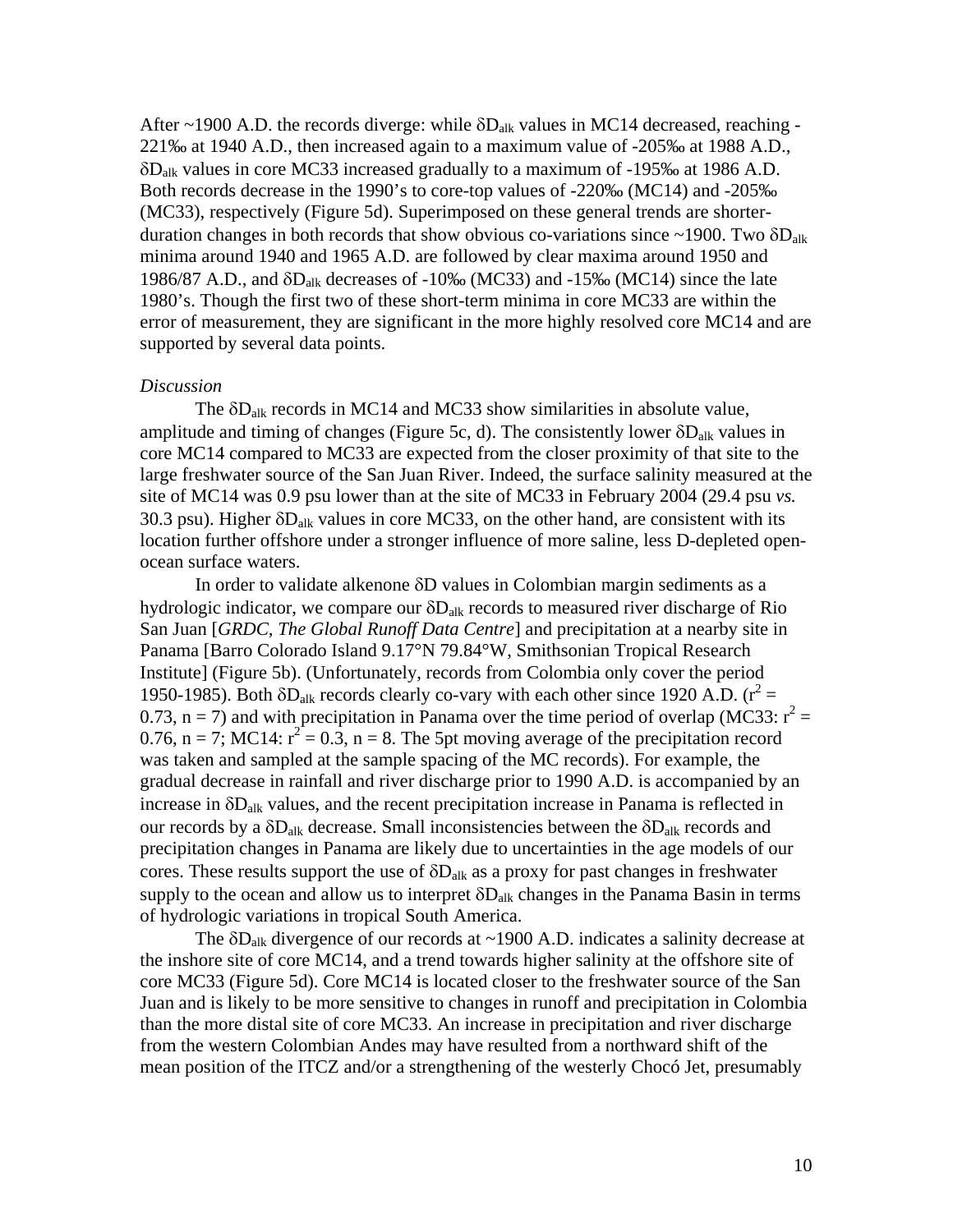After ~1900 A.D. the records diverge: while $\delta D_{alk}$ values in MC14 decreased, reaching -221‰ at 1940 A.D., then increased again to a maximum value of -205‰ at 1988 A.D., $\delta D_{alk}$ values in core MC33 increased gradually to a maximum of -195‰ at 1986 A.D. Both records decrease in the 1990's to core-top values of -220‰ (MC14) and -205‰ (MC33), respectively (Figure 5d). Superimposed on these general trends are shorter-duration changes in both records that show obvious co-variations since ~1900. Two $\delta D_{alk}$ minima around 1940 and 1965 A.D. are followed by clear maxima around 1950 and 1986/87 A.D., and $\delta D_{alk}$ decreases of -10‰ (MC33) and -15‰ (MC14) since the late 1980's. Though the first two of these short-term minima in core MC33 are within the error of measurement, they are significant in the more highly resolved core MC14 and are supported by several data points.

*Discussion*

The $\delta D_{alk}$ records in MC14 and MC33 show similarities in absolute value, amplitude and timing of changes (Figure 5c, d). The consistently lower $\delta D_{alk}$ values in core MC14 compared to MC33 are expected from the closer proximity of that site to the large freshwater source of the San Juan River. Indeed, the surface salinity measured at the site of MC14 was 0.9 psu lower than at the site of MC33 in February 2004 (29.4 psu *vs.* 30.3 psu). Higher $\delta D_{alk}$ values in core MC33, on the other hand, are consistent with its location further offshore under a stronger influence of more saline, less D-depleted open-ocean surface waters.

In order to validate alkenone $\delta D$ values in Colombian margin sediments as a hydrologic indicator, we compare our $\delta D_{alk}$ records to measured river discharge of Rio San Juan [*GRDC, The Global Runoff Data Centre*] and precipitation at a nearby site in Panama [Barro Colorado Island 9.17°N 79.84°W, Smithsonian Tropical Research Institute] (Figure 5b). (Unfortunately, records from Colombia only cover the period 1950-1985). Both $\delta D_{alk}$ records clearly co-vary with each other since 1920 A.D. ($r^2 = 0.73$, $n = 7$) and with precipitation in Panama over the time period of overlap (MC33: $r^2 = 0.76$, $n = 7$; MC14: $r^2 = 0.3$, $n = 8$. The 5pt moving average of the precipitation record was taken and sampled at the sample spacing of the MC records). For example, the gradual decrease in rainfall and river discharge prior to 1990 A.D. is accompanied by an increase in $\delta D_{alk}$ values, and the recent precipitation increase in Panama is reflected in our records by a $\delta D_{alk}$ decrease. Small inconsistencies between the $\delta D_{alk}$ records and precipitation changes in Panama are likely due to uncertainties in the age models of our cores. These results support the use of $\delta D_{alk}$ as a proxy for past changes in freshwater supply to the ocean and allow us to interpret $\delta D_{alk}$ changes in the Panama Basin in terms of hydrologic variations in tropical South America.

The $\delta D_{alk}$ divergence of our records at ~1900 A.D. indicates a salinity decrease at the inshore site of core MC14, and a trend towards higher salinity at the offshore site of core MC33 (Figure 5d). Core MC14 is located closer to the freshwater source of the San Juan and is likely to be more sensitive to changes in runoff and precipitation in Colombia than the more distal site of core MC33. An increase in precipitation and river discharge from the western Colombian Andes may have resulted from a northward shift of the mean position of the ITCZ and/or a strengthening of the westerly Chocó Jet, presumably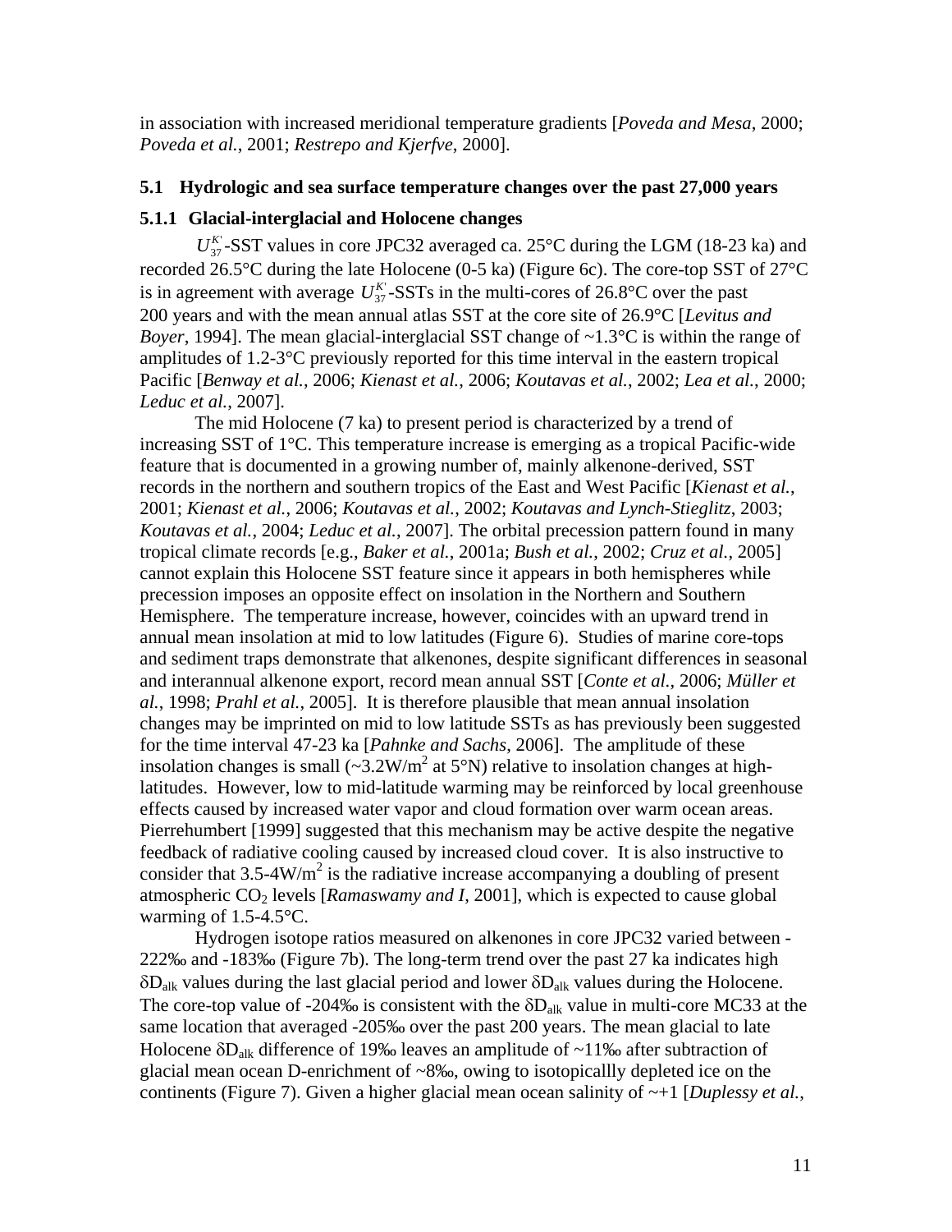in association with increased meridional temperature gradients [*Poveda and Mesa*, 2000; *Poveda et al.*, 2001; *Restrepo and Kjerfve*, 2000].

### 5.1 Hydrologic and sea surface temperature changes over the past 27,000 years

#### 5.1.1 Glacial-interglacial and Holocene changes

$U_{37}^{K'}$-SST values in core JPC32 averaged ca. 25°C during the LGM (18-23 ka) and recorded 26.5°C during the late Holocene (0-5 ka) (Figure 6c). The core-top SST of 27°C is in agreement with average $U_{37}^{K'}$-SSTs in the multi-cores of 26.8°C over the past 200 years and with the mean annual atlas SST at the core site of 26.9°C [*Levitus and Boyer*, 1994]. The mean glacial-interglacial SST change of ~1.3°C is within the range of amplitudes of 1.2-3°C previously reported for this time interval in the eastern tropical Pacific [*Benway et al.*, 2006; *Kienast et al.*, 2006; *Koutavas et al.*, 2002; *Lea et al.*, 2000; *Leduc et al.*, 2007].

The mid Holocene (7 ka) to present period is characterized by a trend of increasing SST of 1°C. This temperature increase is emerging as a tropical Pacific-wide feature that is documented in a growing number of, mainly alkenone-derived, SST records in the northern and southern tropics of the East and West Pacific [*Kienast et al.*, 2001; *Kienast et al.*, 2006; *Koutavas et al.*, 2002; *Koutavas and Lynch-Stieglitz*, 2003; *Koutavas et al.*, 2004; *Leduc et al.*, 2007]. The orbital precession pattern found in many tropical climate records [e.g., *Baker et al.*, 2001a; *Bush et al.*, 2002; *Cruz et al.*, 2005] cannot explain this Holocene SST feature since it appears in both hemispheres while precession imposes an opposite effect on insolation in the Northern and Southern Hemisphere. The temperature increase, however, coincides with an upward trend in annual mean insolation at mid to low latitudes (Figure 6). Studies of marine core-tops and sediment traps demonstrate that alkenones, despite significant differences in seasonal and interannual alkenone export, record mean annual SST [*Conte et al.*, 2006; *Müller et al.*, 1998; *Prahl et al.*, 2005]. It is therefore plausible that mean annual insolation changes may be imprinted on mid to low latitude SSTs as has previously been suggested for the time interval 47-23 ka [*Pahnke and Sachs*, 2006]. The amplitude of these insolation changes is small (~3.2W/m$^2$ at 5°N) relative to insolation changes at high-latitudes. However, low to mid-latitude warming may be reinforced by local greenhouse effects caused by increased water vapor and cloud formation over warm ocean areas. Pierrehumbert [1999] suggested that this mechanism may be active despite the negative feedback of radiative cooling caused by increased cloud cover. It is also instructive to consider that 3.5-4W/m$^2$ is the radiative increase accompanying a doubling of present atmospheric $CO_2$ levels [*Ramaswamy and I*, 2001], which is expected to cause global warming of 1.5-4.5°C.

Hydrogen isotope ratios measured on alkenones in core JPC32 varied between -222‰ and -183‰ (Figure 7b). The long-term trend over the past 27 ka indicates high $\delta D_{alk}$ values during the last glacial period and lower $\delta D_{alk}$ values during the Holocene. The core-top value of -204‰ is consistent with the $\delta D_{alk}$ value in multi-core MC33 at the same location that averaged -205‰ over the past 200 years. The mean glacial to late Holocene $\delta D_{alk}$ difference of 19‰ leaves an amplitude of ~11‰ after subtraction of glacial mean ocean D-enrichment of ~8‰, owing to isotopicallly depleted ice on the continents (Figure 7). Given a higher glacial mean ocean salinity of ~+1 [*Duplessy et al.*,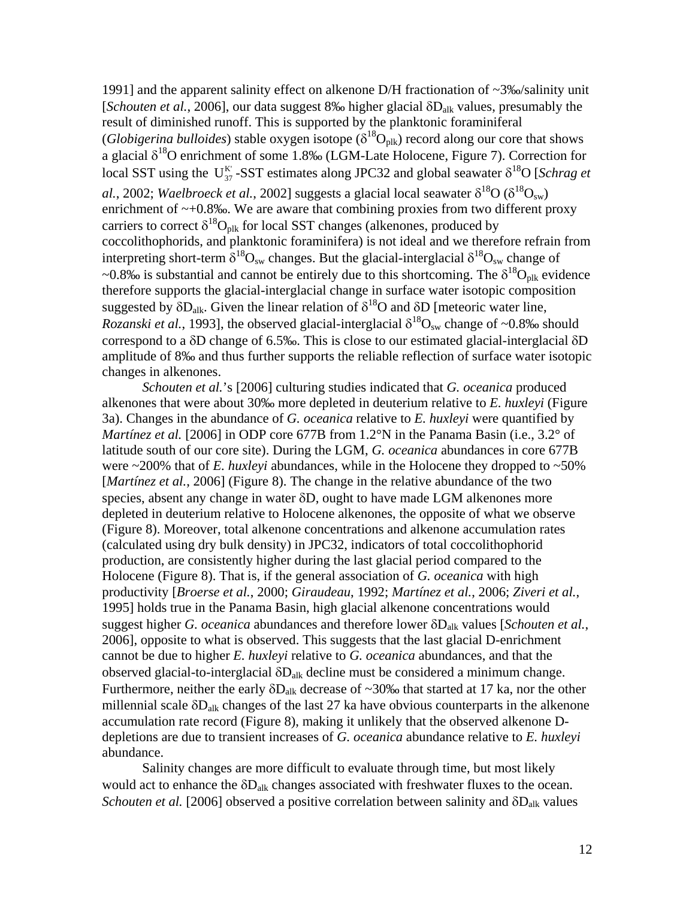1991] and the apparent salinity effect on alkenone D/H fractionation of ~3‰/salinity unit [*Schouten et al.*, 2006], our data suggest 8‰ higher glacial $\delta D_{alk}$ values, presumably the result of diminished runoff. This is supported by the planktonic foraminiferal (*Globigerina bulloides*) stable oxygen isotope ($\delta^{18}O_{plk}$) record along our core that shows a glacial $\delta^{18}O$ enrichment of some 1.8‰ (LGM-Late Holocene, Figure 7). Correction for local SST using the $U_{37}^{K'}$ -SST estimates along JPC32 and global seawater $\delta^{18}O$ [*Schrag et al.*, 2002; *Waelbroeck et al.*, 2002] suggests a glacial local seawater $\delta^{18}O$ ($\delta^{18}O_{sw}$) enrichment of ~+0.8‰. We are aware that combining proxies from two different proxy carriers to correct $\delta^{18}O_{plk}$ for local SST changes (alkenones, produced by coccolithophorids, and planktonic foraminifera) is not ideal and we therefore refrain from interpreting short-term $\delta^{18}O_{sw}$ changes. But the glacial-interglacial $\delta^{18}O_{sw}$ change of ~0.8‰ is substantial and cannot be entirely due to this shortcoming. The $\delta^{18}O_{plk}$ evidence therefore supports the glacial-interglacial change in surface water isotopic composition suggested by $\delta D_{alk}$. Given the linear relation of $\delta^{18}O$ and $\delta D$ [meteoric water line, *Rozanski et al.*, 1993], the observed glacial-interglacial $\delta^{18}O_{sw}$ change of ~0.8‰ should correspond to a $\delta D$ change of 6.5‰. This is close to our estimated glacial-interglacial $\delta D$ amplitude of 8‰ and thus further supports the reliable reflection of surface water isotopic changes in alkenones.

*Schouten et al.*'s [2006] culturing studies indicated that *G. oceanica* produced alkenones that were about 30‰ more depleted in deuterium relative to *E. huxleyi* (Figure 3a). Changes in the abundance of *G. oceanica* relative to *E. huxleyi* were quantified by *Martínez et al.* [2006] in ODP core 677B from 1.2°N in the Panama Basin (i.e., 3.2° of latitude south of our core site). During the LGM, *G. oceanica* abundances in core 677B were ~200% that of *E. huxleyi* abundances, while in the Holocene they dropped to ~50% [*Martínez et al.*, 2006] (Figure 8). The change in the relative abundance of the two species, absent any change in water $\delta D$, ought to have made LGM alkenones more depleted in deuterium relative to Holocene alkenones, the opposite of what we observe (Figure 8). Moreover, total alkenone concentrations and alkenone accumulation rates (calculated using dry bulk density) in JPC32, indicators of total coccolithophorid production, are consistently higher during the last glacial period compared to the Holocene (Figure 8). That is, if the general association of *G. oceanica* with high productivity [*Broerse et al.*, 2000; *Giraudeau*, 1992; *Martínez et al.*, 2006; *Ziveri et al.*, 1995] holds true in the Panama Basin, high glacial alkenone concentrations would suggest higher *G. oceanica* abundances and therefore lower $\delta D_{alk}$ values [*Schouten et al.*, 2006], opposite to what is observed. This suggests that the last glacial D-enrichment cannot be due to higher *E. huxleyi* relative to *G. oceanica* abundances, and that the observed glacial-to-interglacial $\delta D_{alk}$ decline must be considered a minimum change. Furthermore, neither the early $\delta D_{alk}$ decrease of ~30‰ that started at 17 ka, nor the other millennial scale $\delta D_{alk}$ changes of the last 27 ka have obvious counterparts in the alkenone accumulation rate record (Figure 8), making it unlikely that the observed alkenone D-depletions are due to transient increases of *G. oceanica* abundance relative to *E. huxleyi* abundance.

Salinity changes are more difficult to evaluate through time, but most likely would act to enhance the $\delta D_{alk}$ changes associated with freshwater fluxes to the ocean. *Schouten et al.* [2006] observed a positive correlation between salinity and $\delta D_{alk}$ values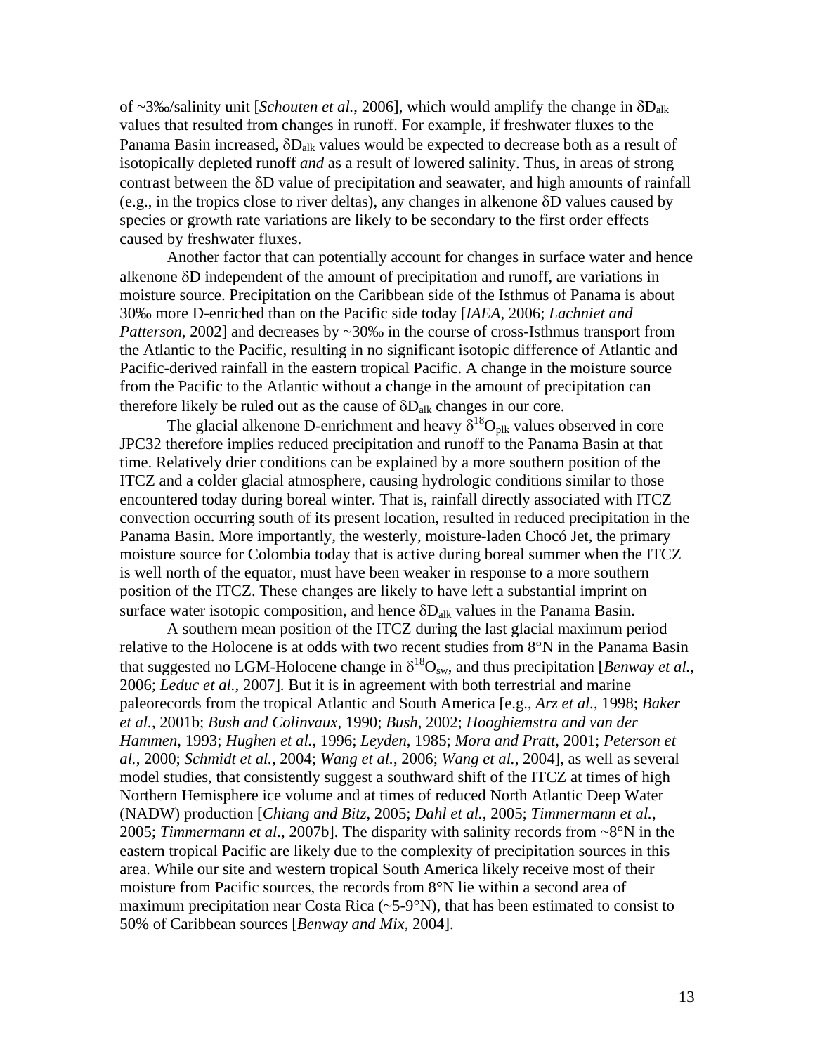of ~3‰/salinity unit [*Schouten et al.*, 2006], which would amplify the change in $\delta D_{alk}$ values that resulted from changes in runoff. For example, if freshwater fluxes to the Panama Basin increased, $\delta D_{alk}$ values would be expected to decrease both as a result of isotopically depleted runoff *and* as a result of lowered salinity. Thus, in areas of strong contrast between the $\delta D$ value of precipitation and seawater, and high amounts of rainfall (e.g., in the tropics close to river deltas), any changes in alkenone $\delta D$ values caused by species or growth rate variations are likely to be secondary to the first order effects caused by freshwater fluxes.

Another factor that can potentially account for changes in surface water and hence alkenone $\delta D$ independent of the amount of precipitation and runoff, are variations in moisture source. Precipitation on the Caribbean side of the Isthmus of Panama is about 30‰ more D-enriched than on the Pacific side today [*IAEA*, 2006; *Lachniet and Patterson*, 2002] and decreases by ~30‰ in the course of cross-Isthmus transport from the Atlantic to the Pacific, resulting in no significant isotopic difference of Atlantic and Pacific-derived rainfall in the eastern tropical Pacific. A change in the moisture source from the Pacific to the Atlantic without a change in the amount of precipitation can therefore likely be ruled out as the cause of $\delta D_{alk}$ changes in our core.

The glacial alkenone D-enrichment and heavy $\delta^{18}O_{plk}$ values observed in core JPC32 therefore implies reduced precipitation and runoff to the Panama Basin at that time. Relatively drier conditions can be explained by a more southern position of the ITCZ and a colder glacial atmosphere, causing hydrologic conditions similar to those encountered today during boreal winter. That is, rainfall directly associated with ITCZ convection occurring south of its present location, resulted in reduced precipitation in the Panama Basin. More importantly, the westerly, moisture-laden Chocó Jet, the primary moisture source for Colombia today that is active during boreal summer when the ITCZ is well north of the equator, must have been weaker in response to a more southern position of the ITCZ. These changes are likely to have left a substantial imprint on surface water isotopic composition, and hence $\delta D_{alk}$ values in the Panama Basin.

A southern mean position of the ITCZ during the last glacial maximum period relative to the Holocene is at odds with two recent studies from 8°N in the Panama Basin that suggested no LGM-Holocene change in $\delta^{18}O_{sw}$, and thus precipitation [*Benway et al.*, 2006; *Leduc et al.*, 2007]. But it is in agreement with both terrestrial and marine paleorecords from the tropical Atlantic and South America [e.g., *Arz et al.*, 1998; *Baker et al.*, 2001b; *Bush and Colinvaux*, 1990; *Bush*, 2002; *Hooghiemstra and van der Hammen*, 1993; *Hughen et al.*, 1996; *Leyden*, 1985; *Mora and Pratt*, 2001; *Peterson et al.*, 2000; *Schmidt et al.*, 2004; *Wang et al.*, 2006; *Wang et al.*, 2004], as well as several model studies, that consistently suggest a southward shift of the ITCZ at times of high Northern Hemisphere ice volume and at times of reduced North Atlantic Deep Water (NADW) production [*Chiang and Bitz*, 2005; *Dahl et al.*, 2005; *Timmermann et al.*, 2005; *Timmermann et al.*, 2007b]. The disparity with salinity records from ~8°N in the eastern tropical Pacific are likely due to the complexity of precipitation sources in this area. While our site and western tropical South America likely receive most of their moisture from Pacific sources, the records from 8°N lie within a second area of maximum precipitation near Costa Rica (~5-9°N), that has been estimated to consist to 50% of Caribbean sources [*Benway and Mix*, 2004].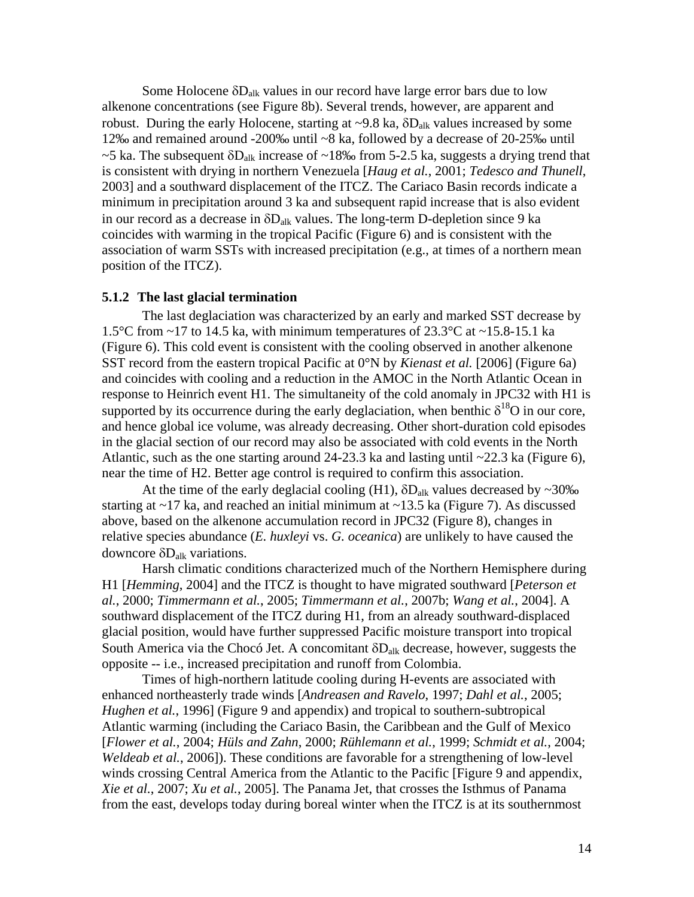Some Holocene $\delta D_{alk}$ values in our record have large error bars due to low alkenone concentrations (see Figure 8b). Several trends, however, are apparent and robust. During the early Holocene, starting at ~9.8 ka, $\delta D_{alk}$ values increased by some 12‰ and remained around -200‰ until ~8 ka, followed by a decrease of 20-25‰ until ~5 ka. The subsequent $\delta D_{alk}$ increase of ~18‰ from 5-2.5 ka, suggests a drying trend that is consistent with drying in northern Venezuela [*Haug et al.*, 2001; *Tedesco and Thunell*, 2003] and a southward displacement of the ITCZ. The Cariaco Basin records indicate a minimum in precipitation around 3 ka and subsequent rapid increase that is also evident in our record as a decrease in $\delta D_{alk}$ values. The long-term D-depletion since 9 ka coincides with warming in the tropical Pacific (Figure 6) and is consistent with the association of warm SSTs with increased precipitation (e.g., at times of a northern mean position of the ITCZ).

### 5.1.2 The last glacial termination

The last deglaciation was characterized by an early and marked SST decrease by 1.5°C from ~17 to 14.5 ka, with minimum temperatures of 23.3°C at ~15.8-15.1 ka (Figure 6). This cold event is consistent with the cooling observed in another alkenone SST record from the eastern tropical Pacific at 0°N by *Kienast et al.* [2006] (Figure 6a) and coincides with cooling and a reduction in the AMOC in the North Atlantic Ocean in response to Heinrich event H1. The simultaneity of the cold anomaly in JPC32 with H1 is supported by its occurrence during the early deglaciation, when benthic $\delta^{18}O$ in our core, and hence global ice volume, was already decreasing. Other short-duration cold episodes in the glacial section of our record may also be associated with cold events in the North Atlantic, such as the one starting around 24-23.3 ka and lasting until ~22.3 ka (Figure 6), near the time of H2. Better age control is required to confirm this association.

At the time of the early deglacial cooling (H1), $\delta D_{alk}$ values decreased by ~30‰ starting at ~17 ka, and reached an initial minimum at ~13.5 ka (Figure 7). As discussed above, based on the alkenone accumulation record in JPC32 (Figure 8), changes in relative species abundance (*E. huxleyi* vs. *G. oceanica*) are unlikely to have caused the downcore $\delta D_{alk}$ variations.

Harsh climatic conditions characterized much of the Northern Hemisphere during H1 [*Hemming*, 2004] and the ITCZ is thought to have migrated southward [*Peterson et al.*, 2000; *Timmermann et al.*, 2005; *Timmermann et al.*, 2007b; *Wang et al.*, 2004]. A southward displacement of the ITCZ during H1, from an already southward-displaced glacial position, would have further suppressed Pacific moisture transport into tropical South America via the Chocó Jet. A concomitant $\delta D_{alk}$ decrease, however, suggests the opposite -- i.e., increased precipitation and runoff from Colombia.

Times of high-northern latitude cooling during H-events are associated with enhanced northeasterly trade winds [*Andreasen and Ravelo*, 1997; *Dahl et al.*, 2005; *Hughen et al.*, 1996] (Figure 9 and appendix) and tropical to southern-subtropical Atlantic warming (including the Cariaco Basin, the Caribbean and the Gulf of Mexico [*Flower et al.*, 2004; *Hüls and Zahn*, 2000; *Rühlemann et al.*, 1999; *Schmidt et al.*, 2004; *Weldeab et al.*, 2006]). These conditions are favorable for a strengthening of low-level winds crossing Central America from the Atlantic to the Pacific [Figure 9 and appendix, *Xie et al.*, 2007; *Xu et al.*, 2005]. The Panama Jet, that crosses the Isthmus of Panama from the east, develops today during boreal winter when the ITCZ is at its southernmost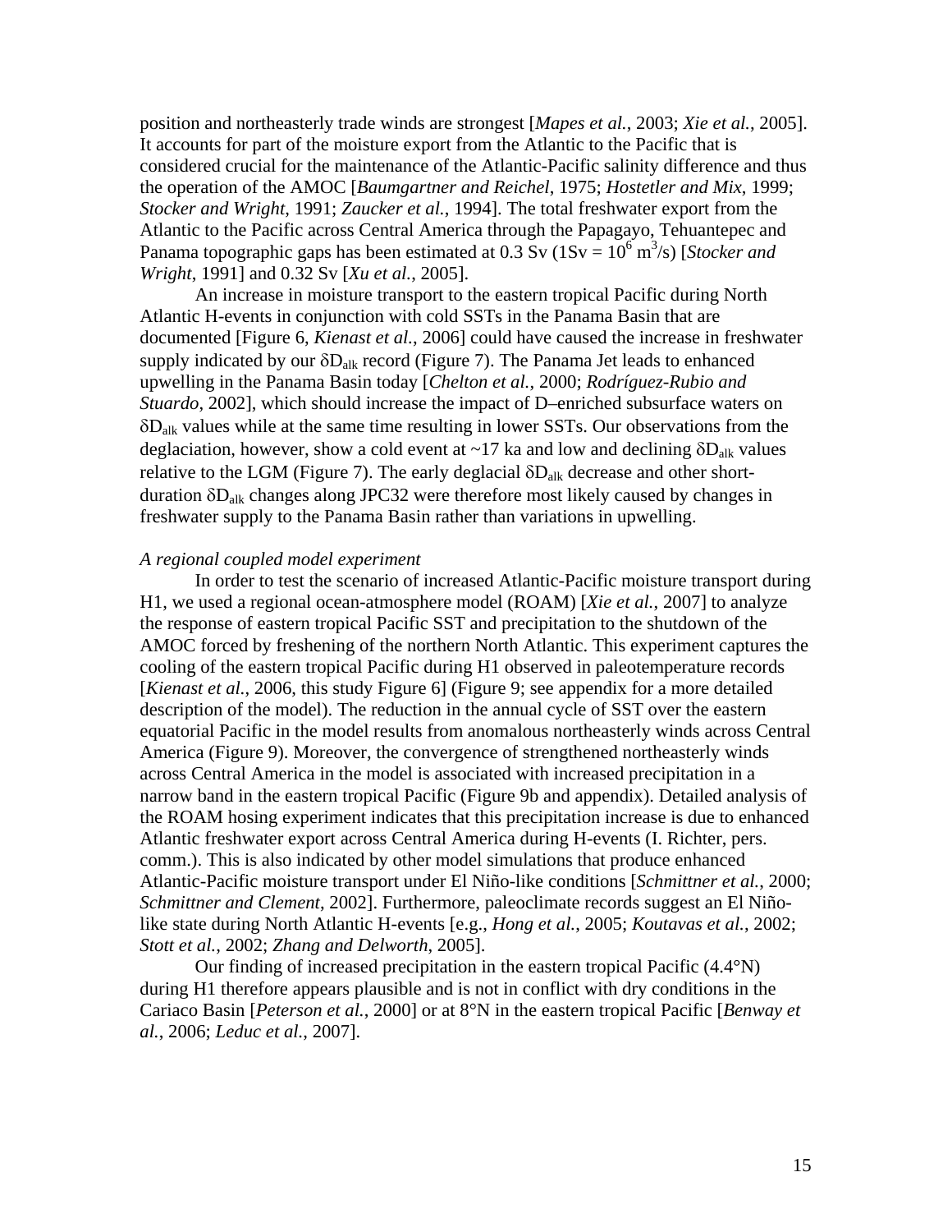position and northeasterly trade winds are strongest [*Mapes et al.*, 2003; *Xie et al.*, 2005]. It accounts for part of the moisture export from the Atlantic to the Pacific that is considered crucial for the maintenance of the Atlantic-Pacific salinity difference and thus the operation of the AMOC [*Baumgartner and Reichel*, 1975; *Hostetler and Mix*, 1999; *Stocker and Wright*, 1991; *Zaucker et al.*, 1994]. The total freshwater export from the Atlantic to the Pacific across Central America through the Papagayo, Tehuantepec and Panama topographic gaps has been estimated at 0.3 Sv (1Sv = $10^6$ $m^3$/s) [*Stocker and Wright*, 1991] and 0.32 Sv [*Xu et al.*, 2005].

An increase in moisture transport to the eastern tropical Pacific during North Atlantic H-events in conjunction with cold SSTs in the Panama Basin that are documented [Figure 6, *Kienast et al.*, 2006] could have caused the increase in freshwater supply indicated by our $\delta D_{alk}$ record (Figure 7). The Panama Jet leads to enhanced upwelling in the Panama Basin today [*Chelton et al.*, 2000; *Rodríguez-Rubio and Stuardo*, 2002], which should increase the impact of D–enriched subsurface waters on $\delta D_{alk}$ values while at the same time resulting in lower SSTs. Our observations from the deglaciation, however, show a cold event at ~17 ka and low and declining $\delta D_{alk}$ values relative to the LGM (Figure 7). The early deglacial $\delta D_{alk}$ decrease and other short-duration $\delta D_{alk}$ changes along JPC32 were therefore most likely caused by changes in freshwater supply to the Panama Basin rather than variations in upwelling.

*A regional coupled model experiment*

In order to test the scenario of increased Atlantic-Pacific moisture transport during H1, we used a regional ocean-atmosphere model (ROAM) [*Xie et al.*, 2007] to analyze the response of eastern tropical Pacific SST and precipitation to the shutdown of the AMOC forced by freshening of the northern North Atlantic. This experiment captures the cooling of the eastern tropical Pacific during H1 observed in paleotemperature records [*Kienast et al.*, 2006, this study Figure 6] (Figure 9; see appendix for a more detailed description of the model). The reduction in the annual cycle of SST over the eastern equatorial Pacific in the model results from anomalous northeasterly winds across Central America (Figure 9). Moreover, the convergence of strengthened northeasterly winds across Central America in the model is associated with increased precipitation in a narrow band in the eastern tropical Pacific (Figure 9b and appendix). Detailed analysis of the ROAM hosing experiment indicates that this precipitation increase is due to enhanced Atlantic freshwater export across Central America during H-events (I. Richter, pers. comm.). This is also indicated by other model simulations that produce enhanced Atlantic-Pacific moisture transport under El Niño-like conditions [*Schmittner et al.*, 2000; *Schmittner and Clement*, 2002]. Furthermore, paleoclimate records suggest an El Niño-like state during North Atlantic H-events [e.g., *Hong et al.*, 2005; *Koutavas et al.*, 2002; *Stott et al.*, 2002; *Zhang and Delworth*, 2005].

Our finding of increased precipitation in the eastern tropical Pacific (4.4°N) during H1 therefore appears plausible and is not in conflict with dry conditions in the Cariaco Basin [*Peterson et al.*, 2000] or at 8°N in the eastern tropical Pacific [*Benway et al.*, 2006; *Leduc et al.*, 2007].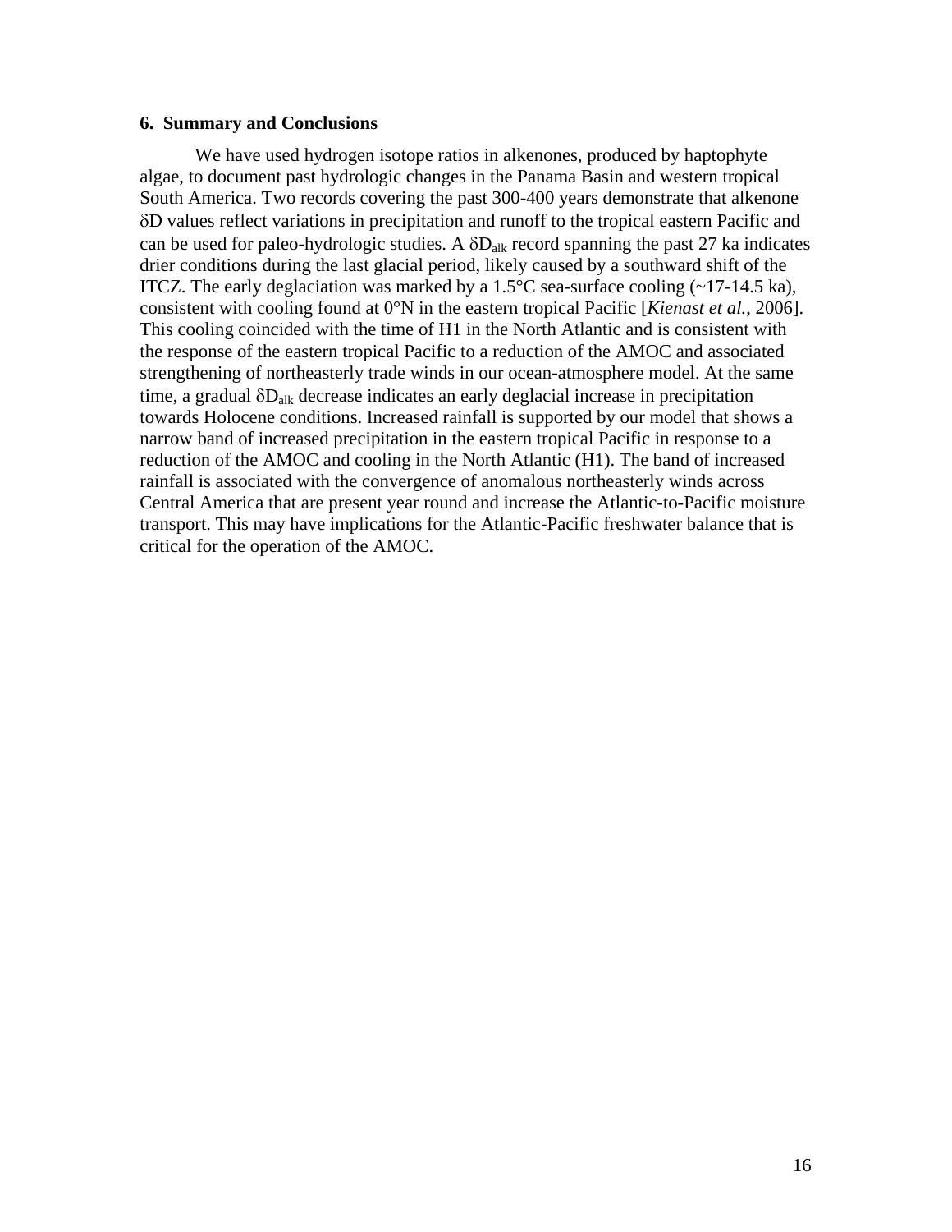## 6. Summary and Conclusions

We have used hydrogen isotope ratios in alkenones, produced by haptophyte algae, to document past hydrologic changes in the Panama Basin and western tropical South America. Two records covering the past 300-400 years demonstrate that alkenone $\delta D$ values reflect variations in precipitation and runoff to the tropical eastern Pacific and can be used for paleo-hydrologic studies. A $\delta D_{alk}$ record spanning the past 27 ka indicates drier conditions during the last glacial period, likely caused by a southward shift of the ITCZ. The early deglaciation was marked by a 1.5°C sea-surface cooling (~17-14.5 ka), consistent with cooling found at 0°N in the eastern tropical Pacific [*Kienast et al.*, 2006]. This cooling coincided with the time of H1 in the North Atlantic and is consistent with the response of the eastern tropical Pacific to a reduction of the AMOC and associated strengthening of northeasterly trade winds in our ocean-atmosphere model. At the same time, a gradual $\delta D_{alk}$ decrease indicates an early deglacial increase in precipitation towards Holocene conditions. Increased rainfall is supported by our model that shows a narrow band of increased precipitation in the eastern tropical Pacific in response to a reduction of the AMOC and cooling in the North Atlantic (H1). The band of increased rainfall is associated with the convergence of anomalous northeasterly winds across Central America that are present year round and increase the Atlantic-to-Pacific moisture transport. This may have implications for the Atlantic-Pacific freshwater balance that is critical for the operation of the AMOC.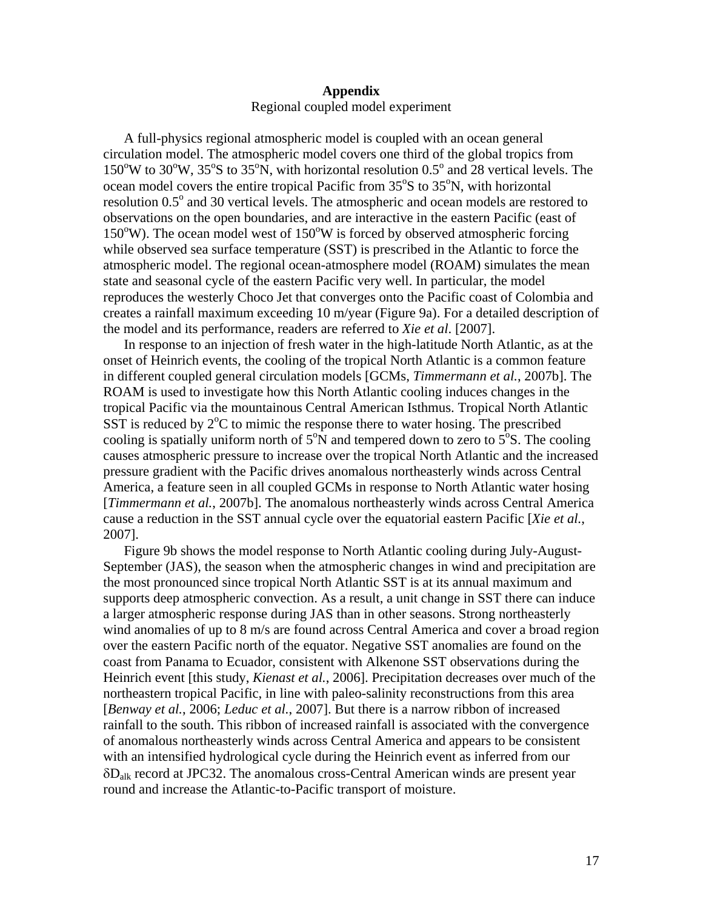## Appendix

Regional coupled model experiment

A full-physics regional atmospheric model is coupled with an ocean general circulation model. The atmospheric model covers one third of the global tropics from $150^{o}$W to $30^{o}$W, $35^{o}$S to $35^{o}$N, with horizontal resolution $0.5^{o}$ and 28 vertical levels. The ocean model covers the entire tropical Pacific from $35^{o}$S to $35^{o}$N, with horizontal resolution $0.5^{o}$ and 30 vertical levels. The atmospheric and ocean models are restored to observations on the open boundaries, and are interactive in the eastern Pacific (east of $150^{o}$W). The ocean model west of $150^{o}$W is forced by observed atmospheric forcing while observed sea surface temperature (SST) is prescribed in the Atlantic to force the atmospheric model. The regional ocean-atmosphere model (ROAM) simulates the mean state and seasonal cycle of the eastern Pacific very well. In particular, the model reproduces the westerly Choco Jet that converges onto the Pacific coast of Colombia and creates a rainfall maximum exceeding 10 m/year (Figure 9a). For a detailed description of the model and its performance, readers are referred to *Xie et al*. [2007].

In response to an injection of fresh water in the high-latitude North Atlantic, as at the onset of Heinrich events, the cooling of the tropical North Atlantic is a common feature in different coupled general circulation models [GCMs, *Timmermann et al.*, 2007b]. The ROAM is used to investigate how this North Atlantic cooling induces changes in the tropical Pacific via the mountainous Central American Isthmus. Tropical North Atlantic SST is reduced by $2^{o}$C to mimic the response there to water hosing. The prescribed cooling is spatially uniform north of $5^{o}$N and tempered down to zero to $5^{o}$S. The cooling causes atmospheric pressure to increase over the tropical North Atlantic and the increased pressure gradient with the Pacific drives anomalous northeasterly winds across Central America, a feature seen in all coupled GCMs in response to North Atlantic water hosing [*Timmermann et al.*, 2007b]. The anomalous northeasterly winds across Central America cause a reduction in the SST annual cycle over the equatorial eastern Pacific [*Xie et al.*, 2007].

Figure 9b shows the model response to North Atlantic cooling during July-August-September (JAS), the season when the atmospheric changes in wind and precipitation are the most pronounced since tropical North Atlantic SST is at its annual maximum and supports deep atmospheric convection. As a result, a unit change in SST there can induce a larger atmospheric response during JAS than in other seasons. Strong northeasterly wind anomalies of up to 8 m/s are found across Central America and cover a broad region over the eastern Pacific north of the equator. Negative SST anomalies are found on the coast from Panama to Ecuador, consistent with Alkenone SST observations during the Heinrich event [this study, *Kienast et al.*, 2006]. Precipitation decreases over much of the northeastern tropical Pacific, in line with paleo-salinity reconstructions from this area [*Benway et al.*, 2006; *Leduc et al.*, 2007]. But there is a narrow ribbon of increased rainfall to the south. This ribbon of increased rainfall is associated with the convergence of anomalous northeasterly winds across Central America and appears to be consistent with an intensified hydrological cycle during the Heinrich event as inferred from our $\delta D_{alk}$ record at JPC32. The anomalous cross-Central American winds are present year round and increase the Atlantic-to-Pacific transport of moisture.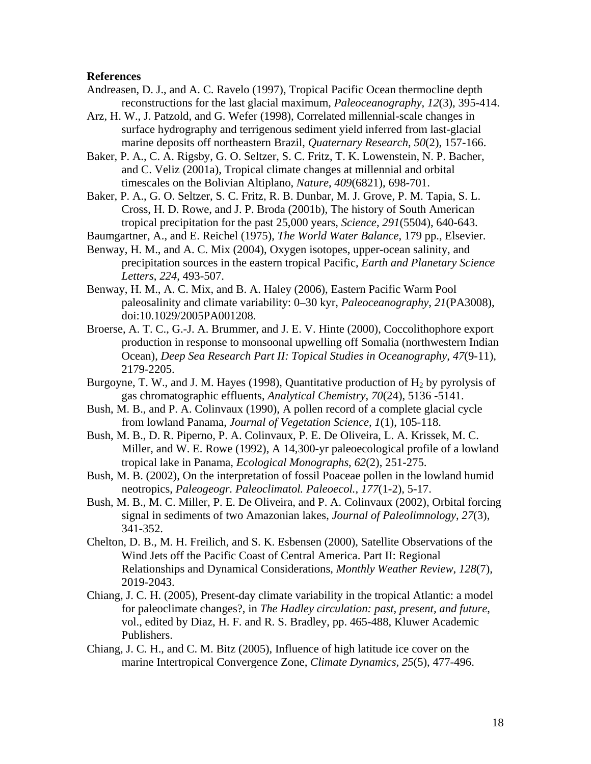**References**

Andreasen, D. J., and A. C. Ravelo (1997), Tropical Pacific Ocean thermocline depth reconstructions for the last glacial maximum, *Paleoceanography*, *12*(3), 395-414.

Arz, H. W., J. Patzold, and G. Wefer (1998), Correlated millennial-scale changes in surface hydrography and terrigenous sediment yield inferred from last-glacial marine deposits off northeastern Brazil, *Quaternary Research*, *50*(2), 157-166.

Baker, P. A., C. A. Rigsby, G. O. Seltzer, S. C. Fritz, T. K. Lowenstein, N. P. Bacher, and C. Veliz (2001a), Tropical climate changes at millennial and orbital timescales on the Bolivian Altiplano, *Nature*, *409*(6821), 698-701.

Baker, P. A., G. O. Seltzer, S. C. Fritz, R. B. Dunbar, M. J. Grove, P. M. Tapia, S. L. Cross, H. D. Rowe, and J. P. Broda (2001b), The history of South American tropical precipitation for the past 25,000 years, *Science*, *291*(5504), 640-643.

Baumgartner, A., and E. Reichel (1975), *The World Water Balance*, 179 pp., Elsevier.

Benway, H. M., and A. C. Mix (2004), Oxygen isotopes, upper-ocean salinity, and precipitation sources in the eastern tropical Pacific, *Earth and Planetary Science Letters*, *224*, 493-507.

Benway, H. M., A. C. Mix, and B. A. Haley (2006), Eastern Pacific Warm Pool paleosalinity and climate variability: 0–30 kyr, *Paleoceanography*, *21*(PA3008), doi:10.1029/2005PA001208.

Broerse, A. T. C., G.-J. A. Brummer, and J. E. V. Hinte (2000), Coccolithophore export production in response to monsoonal upwelling off Somalia (northwestern Indian Ocean), *Deep Sea Research Part II: Topical Studies in Oceanography*, *47*(9-11), 2179-2205.

Burgoyne, T. W., and J. M. Hayes (1998), Quantitative production of $H_2$ by pyrolysis of gas chromatographic effluents, *Analytical Chemistry*, *70*(24), 5136 -5141.

Bush, M. B., and P. A. Colinvaux (1990), A pollen record of a complete glacial cycle from lowland Panama, *Journal of Vegetation Science*, *1*(1), 105-118.

Bush, M. B., D. R. Piperno, P. A. Colinvaux, P. E. De Oliveira, L. A. Krissek, M. C. Miller, and W. E. Rowe (1992), A 14,300-yr paleoecological profile of a lowland tropical lake in Panama, *Ecological Monographs*, *62*(2), 251-275.

Bush, M. B. (2002), On the interpretation of fossil Poaceae pollen in the lowland humid neotropics, *Paleogeogr. Paleoclimatol. Paleoecol.*, *177*(1-2), 5-17.

Bush, M. B., M. C. Miller, P. E. De Oliveira, and P. A. Colinvaux (2002), Orbital forcing signal in sediments of two Amazonian lakes, *Journal of Paleolimnology*, *27*(3), 341-352.

Chelton, D. B., M. H. Freilich, and S. K. Esbensen (2000), Satellite Observations of the Wind Jets off the Pacific Coast of Central America. Part II: Regional Relationships and Dynamical Considerations, *Monthly Weather Review*, *128*(7), 2019-2043.

Chiang, J. C. H. (2005), Present-day climate variability in the tropical Atlantic: a model for paleoclimate changes?, in *The Hadley circulation: past, present, and future*, vol., edited by Diaz, H. F. and R. S. Bradley, pp. 465-488, Kluwer Academic Publishers.

Chiang, J. C. H., and C. M. Bitz (2005), Influence of high latitude ice cover on the marine Intertropical Convergence Zone, *Climate Dynamics*, *25*(5), 477-496.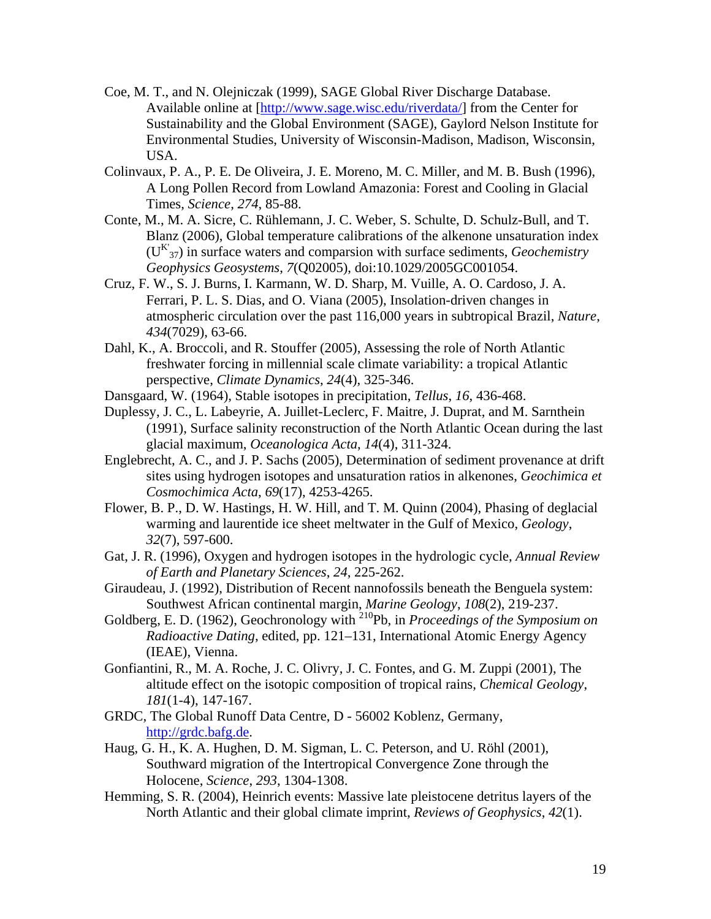Coe, M. T., and N. Olejniczak (1999), SAGE Global River Discharge Database. Available online at [http://www.sage.wisc.edu/riverdata/] from the Center for Sustainability and the Global Environment (SAGE), Gaylord Nelson Institute for Environmental Studies, University of Wisconsin-Madison, Madison, Wisconsin, USA.

Colinvaux, P. A., P. E. De Oliveira, J. E. Moreno, M. C. Miller, and M. B. Bush (1996), A Long Pollen Record from Lowland Amazonia: Forest and Cooling in Glacial Times, *Science*, *274*, 85-88.

Conte, M., M. A. Sicre, C. Rühlemann, J. C. Weber, S. Schulte, D. Schulz-Bull, and T. Blanz (2006), Global temperature calibrations of the alkenone unsaturation index ($U^{K'}_{37}$) in surface waters and comparsion with surface sediments, *Geochemistry Geophysics Geosystems*, *7*(Q02005), doi:10.1029/2005GC001054.

Cruz, F. W., S. J. Burns, I. Karmann, W. D. Sharp, M. Vuille, A. O. Cardoso, J. A. Ferrari, P. L. S. Dias, and O. Viana (2005), Insolation-driven changes in atmospheric circulation over the past 116,000 years in subtropical Brazil, *Nature*, *434*(7029), 63-66.

Dahl, K., A. Broccoli, and R. Stouffer (2005), Assessing the role of North Atlantic freshwater forcing in millennial scale climate variability: a tropical Atlantic perspective, *Climate Dynamics*, *24*(4), 325-346.

Dansgaard, W. (1964), Stable isotopes in precipitation, *Tellus*, *16*, 436-468.

Duplessy, J. C., L. Labeyrie, A. Juillet-Leclerc, F. Maitre, J. Duprat, and M. Sarnthein (1991), Surface salinity reconstruction of the North Atlantic Ocean during the last glacial maximum, *Oceanologica Acta*, *14*(4), 311-324.

Englebrecht, A. C., and J. P. Sachs (2005), Determination of sediment provenance at drift sites using hydrogen isotopes and unsaturation ratios in alkenones, *Geochimica et Cosmochimica Acta*, *69*(17), 4253-4265.

Flower, B. P., D. W. Hastings, H. W. Hill, and T. M. Quinn (2004), Phasing of deglacial warming and laurentide ice sheet meltwater in the Gulf of Mexico, *Geology*, *32*(7), 597-600.

Gat, J. R. (1996), Oxygen and hydrogen isotopes in the hydrologic cycle, *Annual Review of Earth and Planetary Sciences*, *24*, 225-262.

Giraudeau, J. (1992), Distribution of Recent nannofossils beneath the Benguela system: Southwest African continental margin, *Marine Geology*, *108*(2), 219-237.

Goldberg, E. D. (1962), Geochronology with $^{210}$Pb, in *Proceedings of the Symposium on Radioactive Dating*, edited, pp. 121–131, International Atomic Energy Agency (IEAE), Vienna.

Gonfiantini, R., M. A. Roche, J. C. Olivry, J. C. Fontes, and G. M. Zuppi (2001), The altitude effect on the isotopic composition of tropical rains, *Chemical Geology*, *181*(1-4), 147-167.

GRDC, The Global Runoff Data Centre, D - 56002 Koblenz, Germany, http://grdc.bafg.de.

Haug, G. H., K. A. Hughen, D. M. Sigman, L. C. Peterson, and U. Röhl (2001), Southward migration of the Intertropical Convergence Zone through the Holocene, *Science*, *293*, 1304-1308.

Hemming, S. R. (2004), Heinrich events: Massive late pleistocene detritus layers of the North Atlantic and their global climate imprint, *Reviews of Geophysics*, *42*(1).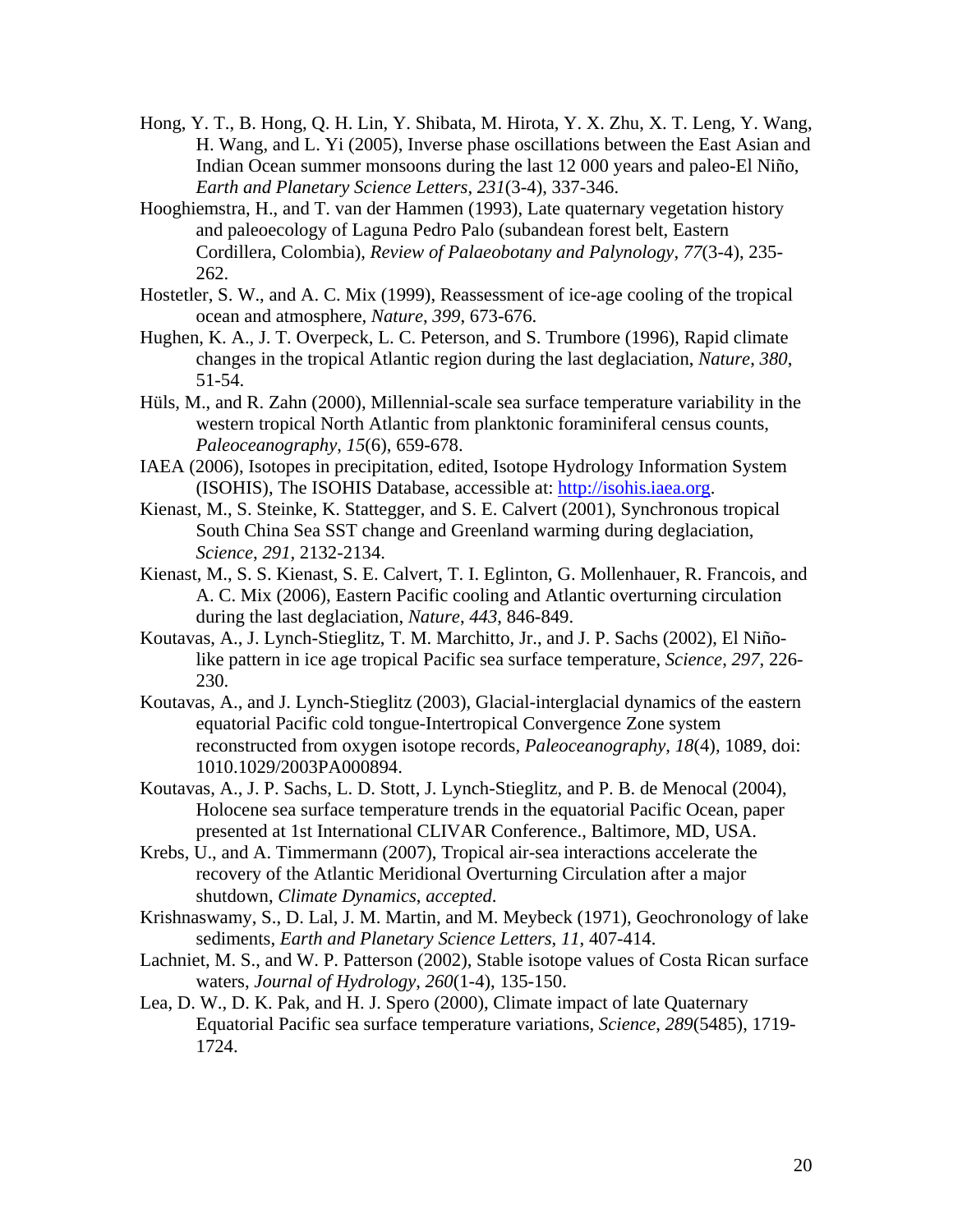Hong, Y. T., B. Hong, Q. H. Lin, Y. Shibata, M. Hirota, Y. X. Zhu, X. T. Leng, Y. Wang, H. Wang, and L. Yi (2005), Inverse phase oscillations between the East Asian and Indian Ocean summer monsoons during the last 12 000 years and paleo-El Niño, *Earth and Planetary Science Letters*, *231*(3-4), 337-346.

Hooghiemstra, H., and T. van der Hammen (1993), Late quaternary vegetation history and paleoecology of Laguna Pedro Palo (subandean forest belt, Eastern Cordillera, Colombia), *Review of Palaeobotany and Palynology*, *77*(3-4), 235-262.

Hostetler, S. W., and A. C. Mix (1999), Reassessment of ice-age cooling of the tropical ocean and atmosphere, *Nature*, *399*, 673-676.

Hughen, K. A., J. T. Overpeck, L. C. Peterson, and S. Trumbore (1996), Rapid climate changes in the tropical Atlantic region during the last deglaciation, *Nature*, *380*, 51-54.

Hüls, M., and R. Zahn (2000), Millennial-scale sea surface temperature variability in the western tropical North Atlantic from planktonic foraminiferal census counts, *Paleoceanography*, *15*(6), 659-678.

IAEA (2006), Isotopes in precipitation, edited, Isotope Hydrology Information System (ISOHIS), The ISOHIS Database, accessible at: http://isohis.iaea.org.

Kienast, M., S. Steinke, K. Stattegger, and S. E. Calvert (2001), Synchronous tropical South China Sea SST change and Greenland warming during deglaciation, *Science*, *291*, 2132-2134.

Kienast, M., S. S. Kienast, S. E. Calvert, T. I. Eglinton, G. Mollenhauer, R. Francois, and A. C. Mix (2006), Eastern Pacific cooling and Atlantic overturning circulation during the last deglaciation, *Nature*, *443*, 846-849.

Koutavas, A., J. Lynch-Stieglitz, T. M. Marchitto, Jr., and J. P. Sachs (2002), El Niño-like pattern in ice age tropical Pacific sea surface temperature, *Science*, *297*, 226-230.

Koutavas, A., and J. Lynch-Stieglitz (2003), Glacial-interglacial dynamics of the eastern equatorial Pacific cold tongue-Intertropical Convergence Zone system reconstructed from oxygen isotope records, *Paleoceanography*, *18*(4), 1089, doi: 1010.1029/2003PA000894.

Koutavas, A., J. P. Sachs, L. D. Stott, J. Lynch-Stieglitz, and P. B. de Menocal (2004), Holocene sea surface temperature trends in the equatorial Pacific Ocean, paper presented at 1st International CLIVAR Conference., Baltimore, MD, USA.

Krebs, U., and A. Timmermann (2007), Tropical air-sea interactions accelerate the recovery of the Atlantic Meridional Overturning Circulation after a major shutdown, *Climate Dynamics*, *accepted*.

Krishnaswamy, S., D. Lal, J. M. Martin, and M. Meybeck (1971), Geochronology of lake sediments, *Earth and Planetary Science Letters*, *11*, 407-414.

Lachniet, M. S., and W. P. Patterson (2002), Stable isotope values of Costa Rican surface waters, *Journal of Hydrology*, *260*(1-4), 135-150.

Lea, D. W., D. K. Pak, and H. J. Spero (2000), Climate impact of late Quaternary Equatorial Pacific sea surface temperature variations, *Science*, *289*(5485), 1719-1724.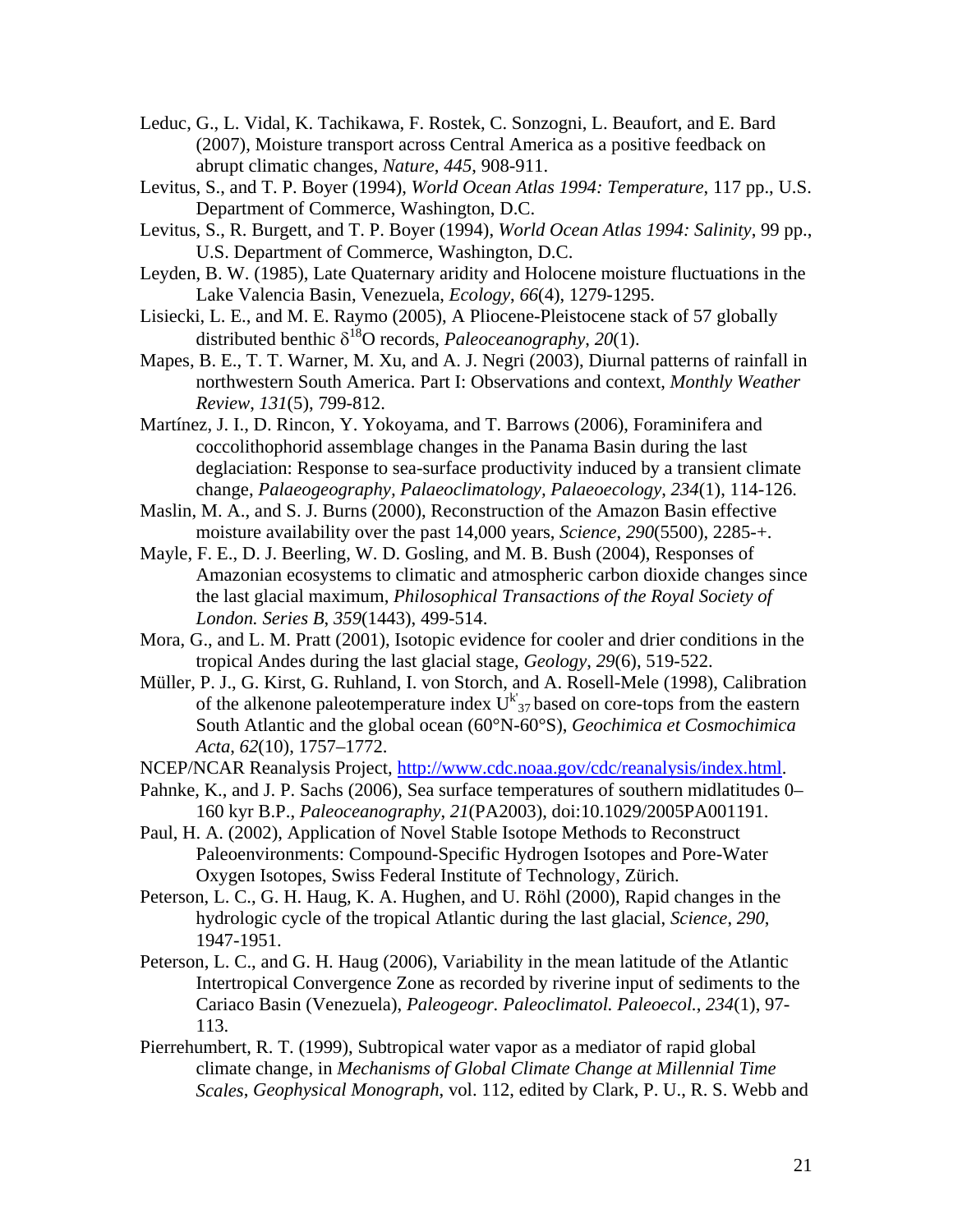Leduc, G., L. Vidal, K. Tachikawa, F. Rostek, C. Sonzogni, L. Beaufort, and E. Bard (2007), Moisture transport across Central America as a positive feedback on abrupt climatic changes, *Nature*, *445*, 908-911.

Levitus, S., and T. P. Boyer (1994), *World Ocean Atlas 1994: Temperature*, 117 pp., U.S. Department of Commerce, Washington, D.C.

Levitus, S., R. Burgett, and T. P. Boyer (1994), *World Ocean Atlas 1994: Salinity*, 99 pp., U.S. Department of Commerce, Washington, D.C.

Leyden, B. W. (1985), Late Quaternary aridity and Holocene moisture fluctuations in the Lake Valencia Basin, Venezuela, *Ecology*, *66*(4), 1279-1295.

Lisiecki, L. E., and M. E. Raymo (2005), A Pliocene-Pleistocene stack of 57 globally distributed benthic $\delta^{18}$O records, *Paleoceanography*, *20*(1).

Mapes, B. E., T. T. Warner, M. Xu, and A. J. Negri (2003), Diurnal patterns of rainfall in northwestern South America. Part I: Observations and context, *Monthly Weather Review*, *131*(5), 799-812.

Martínez, J. I., D. Rincon, Y. Yokoyama, and T. Barrows (2006), Foraminifera and coccolithophorid assemblage changes in the Panama Basin during the last deglaciation: Response to sea-surface productivity induced by a transient climate change, *Palaeogeography, Palaeoclimatology, Palaeoecology*, *234*(1), 114-126.

Maslin, M. A., and S. J. Burns (2000), Reconstruction of the Amazon Basin effective moisture availability over the past 14,000 years, *Science*, *290*(5500), 2285-+.

Mayle, F. E., D. J. Beerling, W. D. Gosling, and M. B. Bush (2004), Responses of Amazonian ecosystems to climatic and atmospheric carbon dioxide changes since the last glacial maximum, *Philosophical Transactions of the Royal Society of London. Series B*, *359*(1443), 499-514.

Mora, G., and L. M. Pratt (2001), Isotopic evidence for cooler and drier conditions in the tropical Andes during the last glacial stage, *Geology*, *29*(6), 519-522.

Müller, P. J., G. Kirst, G. Ruhland, I. von Storch, and A. Rosell-Mele (1998), Calibration of the alkenone paleotemperature index $U^{k'}_{37}$ based on core-tops from the eastern South Atlantic and the global ocean (60°N-60°S), *Geochimica et Cosmochimica Acta*, *62*(10), 1757–1772.

NCEP/NCAR Reanalysis Project, http://www.cdc.noaa.gov/cdc/reanalysis/index.html.

Pahnke, K., and J. P. Sachs (2006), Sea surface temperatures of southern midlatitudes 0–160 kyr B.P., *Paleoceanography*, *21*(PA2003), doi:10.1029/2005PA001191.

Paul, H. A. (2002), Application of Novel Stable Isotope Methods to Reconstruct Paleoenvironments: Compound-Specific Hydrogen Isotopes and Pore-Water Oxygen Isotopes, Swiss Federal Institute of Technology, Zürich.

Peterson, L. C., G. H. Haug, K. A. Hughen, and U. Röhl (2000), Rapid changes in the hydrologic cycle of the tropical Atlantic during the last glacial, *Science*, *290*, 1947-1951.

Peterson, L. C., and G. H. Haug (2006), Variability in the mean latitude of the Atlantic Intertropical Convergence Zone as recorded by riverine input of sediments to the Cariaco Basin (Venezuela), *Paleogeogr. Paleoclimatol. Paleoecol.*, *234*(1), 97-113.

Pierrehumbert, R. T. (1999), Subtropical water vapor as a mediator of rapid global climate change, in *Mechanisms of Global Climate Change at Millennial Time Scales*, *Geophysical Monograph*, vol. 112, edited by Clark, P. U., R. S. Webb and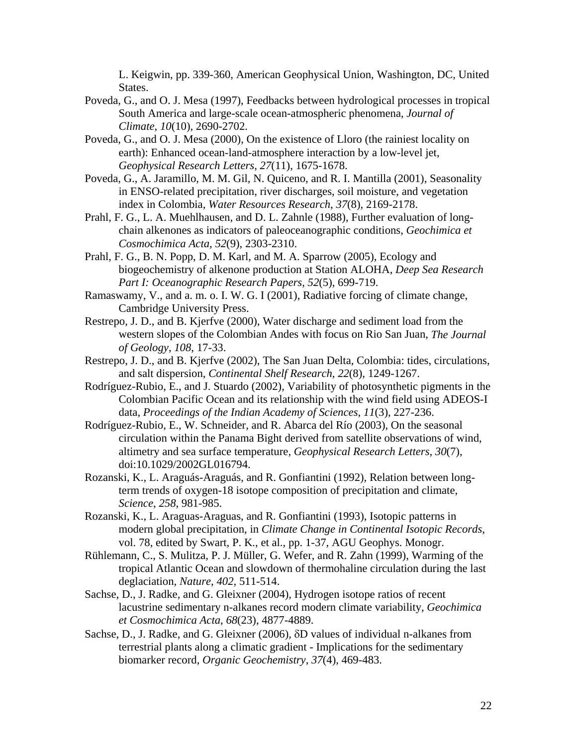L. Keigwin, pp. 339-360, American Geophysical Union, Washington, DC, United States.

Poveda, G., and O. J. Mesa (1997), Feedbacks between hydrological processes in tropical South America and large-scale ocean-atmospheric phenomena, *Journal of Climate*, *10*(10), 2690-2702.

Poveda, G., and O. J. Mesa (2000), On the existence of Lloro (the rainiest locality on earth): Enhanced ocean-land-atmosphere interaction by a low-level jet, *Geophysical Research Letters*, *27*(11), 1675-1678.

Poveda, G., A. Jaramillo, M. M. Gil, N. Quiceno, and R. I. Mantilla (2001), Seasonality in ENSO-related precipitation, river discharges, soil moisture, and vegetation index in Colombia, *Water Resources Research*, *37*(8), 2169-2178.

Prahl, F. G., L. A. Muehlhausen, and D. L. Zahnle (1988), Further evaluation of long-chain alkenones as indicators of paleoceanographic conditions, *Geochimica et Cosmochimica Acta*, *52*(9), 2303-2310.

Prahl, F. G., B. N. Popp, D. M. Karl, and M. A. Sparrow (2005), Ecology and biogeochemistry of alkenone production at Station ALOHA, *Deep Sea Research Part I: Oceanographic Research Papers*, *52*(5), 699-719.

Ramaswamy, V., and a. m. o. I. W. G. I (2001), Radiative forcing of climate change, Cambridge University Press.

Restrepo, J. D., and B. Kjerfve (2000), Water discharge and sediment load from the western slopes of the Colombian Andes with focus on Rio San Juan, *The Journal of Geology*, *108*, 17-33.

Restrepo, J. D., and B. Kjerfve (2002), The San Juan Delta, Colombia: tides, circulations, and salt dispersion, *Continental Shelf Research*, *22*(8), 1249-1267.

Rodríguez-Rubio, E., and J. Stuardo (2002), Variability of photosynthetic pigments in the Colombian Pacific Ocean and its relationship with the wind field using ADEOS-I data, *Proceedings of the Indian Academy of Sciences*, *11*(3), 227-236.

Rodríguez-Rubio, E., W. Schneider, and R. Abarca del Río (2003), On the seasonal circulation within the Panama Bight derived from satellite observations of wind, altimetry and sea surface temperature, *Geophysical Research Letters*, *30*(7), doi:10.1029/2002GL016794.

Rozanski, K., L. Araguás-Araguás, and R. Gonfiantini (1992), Relation between long-term trends of oxygen-18 isotope composition of precipitation and climate, *Science*, *258*, 981-985.

Rozanski, K., L. Araguas-Araguas, and R. Gonfiantini (1993), Isotopic patterns in modern global precipitation, in *Climate Change in Continental Isotopic Records*, vol. 78, edited by Swart, P. K., et al., pp. 1-37, AGU Geophys. Monogr.

Rühlemann, C., S. Mulitza, P. J. Müller, G. Wefer, and R. Zahn (1999), Warming of the tropical Atlantic Ocean and slowdown of thermohaline circulation during the last deglaciation, *Nature*, *402*, 511-514.

Sachse, D., J. Radke, and G. Gleixner (2004), Hydrogen isotope ratios of recent lacustrine sedimentary n-alkanes record modern climate variability, *Geochimica et Cosmochimica Acta*, *68*(23), 4877-4889.

Sachse, D., J. Radke, and G. Gleixner (2006), $\delta$D values of individual n-alkanes from terrestrial plants along a climatic gradient - Implications for the sedimentary biomarker record, *Organic Geochemistry*, *37*(4), 469-483.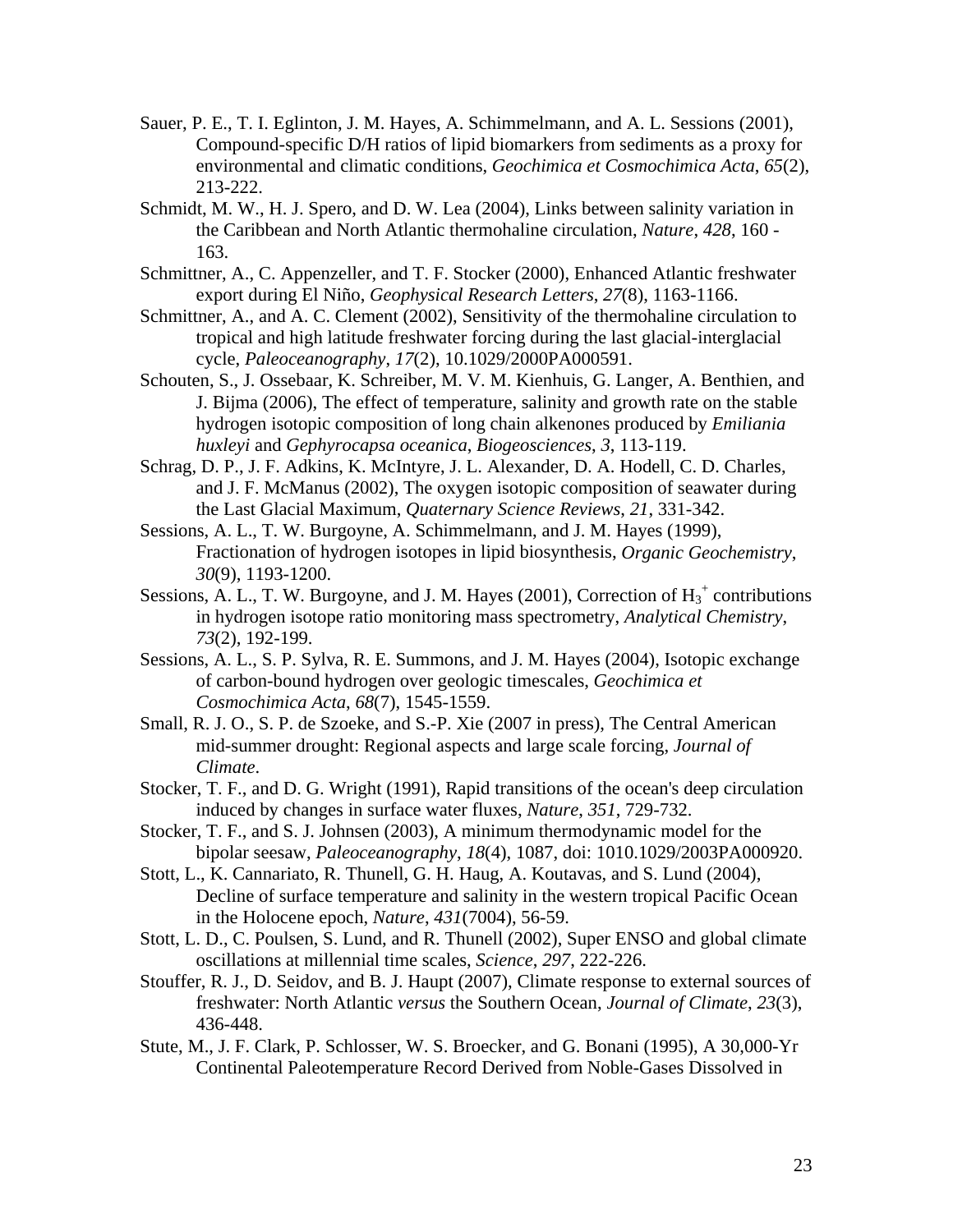Sauer, P. E., T. I. Eglinton, J. M. Hayes, A. Schimmelmann, and A. L. Sessions (2001), Compound-specific D/H ratios of lipid biomarkers from sediments as a proxy for environmental and climatic conditions, *Geochimica et Cosmochimica Acta*, *65*(2), 213-222.

Schmidt, M. W., H. J. Spero, and D. W. Lea (2004), Links between salinity variation in the Caribbean and North Atlantic thermohaline circulation, *Nature*, *428*, 160 - 163.

Schmittner, A., C. Appenzeller, and T. F. Stocker (2000), Enhanced Atlantic freshwater export during El Niño, *Geophysical Research Letters*, *27*(8), 1163-1166.

Schmittner, A., and A. C. Clement (2002), Sensitivity of the thermohaline circulation to tropical and high latitude freshwater forcing during the last glacial-interglacial cycle, *Paleoceanography*, *17*(2), 10.1029/2000PA000591.

Schouten, S., J. Ossebaar, K. Schreiber, M. V. M. Kienhuis, G. Langer, A. Benthien, and J. Bijma (2006), The effect of temperature, salinity and growth rate on the stable hydrogen isotopic composition of long chain alkenones produced by *Emiliania huxleyi* and *Gephyrocapsa oceanica*, *Biogeosciences*, *3*, 113-119.

Schrag, D. P., J. F. Adkins, K. McIntyre, J. L. Alexander, D. A. Hodell, C. D. Charles, and J. F. McManus (2002), The oxygen isotopic composition of seawater during the Last Glacial Maximum, *Quaternary Science Reviews*, *21*, 331-342.

Sessions, A. L., T. W. Burgoyne, A. Schimmelmann, and J. M. Hayes (1999), Fractionation of hydrogen isotopes in lipid biosynthesis, *Organic Geochemistry*, *30*(9), 1193-1200.

Sessions, A. L., T. W. Burgoyne, and J. M. Hayes (2001), Correction of $H_3^+$ contributions in hydrogen isotope ratio monitoring mass spectrometry, *Analytical Chemistry*, *73*(2), 192-199.

Sessions, A. L., S. P. Sylva, R. E. Summons, and J. M. Hayes (2004), Isotopic exchange of carbon-bound hydrogen over geologic timescales, *Geochimica et Cosmochimica Acta*, *68*(7), 1545-1559.

Small, R. J. O., S. P. de Szoeke, and S.-P. Xie (2007 in press), The Central American mid-summer drought: Regional aspects and large scale forcing, *Journal of Climate*.

Stocker, T. F., and D. G. Wright (1991), Rapid transitions of the ocean's deep circulation induced by changes in surface water fluxes, *Nature*, *351*, 729-732.

Stocker, T. F., and S. J. Johnsen (2003), A minimum thermodynamic model for the bipolar seesaw, *Paleoceanography*, *18*(4), 1087, doi: 1010.1029/2003PA000920.

Stott, L., K. Cannariato, R. Thunell, G. H. Haug, A. Koutavas, and S. Lund (2004), Decline of surface temperature and salinity in the western tropical Pacific Ocean in the Holocene epoch, *Nature*, *431*(7004), 56-59.

Stott, L. D., C. Poulsen, S. Lund, and R. Thunell (2002), Super ENSO and global climate oscillations at millennial time scales, *Science*, *297*, 222-226.

Stouffer, R. J., D. Seidov, and B. J. Haupt (2007), Climate response to external sources of freshwater: North Atlantic *versus* the Southern Ocean, *Journal of Climate*, *23*(3), 436-448.

Stute, M., J. F. Clark, P. Schlosser, W. S. Broecker, and G. Bonani (1995), A 30,000-Yr Continental Paleotemperature Record Derived from Noble-Gases Dissolved in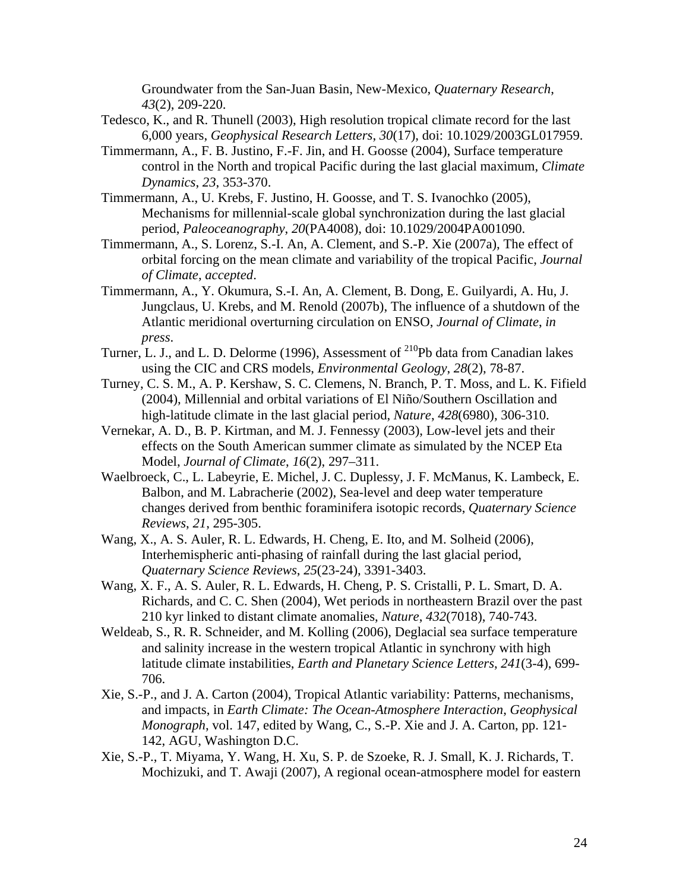Groundwater from the San-Juan Basin, New-Mexico, *Quaternary Research*, *43*(2), 209-220.

Tedesco, K., and R. Thunell (2003), High resolution tropical climate record for the last 6,000 years, *Geophysical Research Letters*, *30*(17), doi: 10.1029/2003GL017959.

Timmermann, A., F. B. Justino, F.-F. Jin, and H. Goosse (2004), Surface temperature control in the North and tropical Pacific during the last glacial maximum, *Climate Dynamics*, *23*, 353-370.

Timmermann, A., U. Krebs, F. Justino, H. Goosse, and T. S. Ivanochko (2005), Mechanisms for millennial-scale global synchronization during the last glacial period, *Paleoceanography*, *20*(PA4008), doi: 10.1029/2004PA001090.

Timmermann, A., S. Lorenz, S.-I. An, A. Clement, and S.-P. Xie (2007a), The effect of orbital forcing on the mean climate and variability of the tropical Pacific, *Journal of Climate*, *accepted*.

Timmermann, A., Y. Okumura, S.-I. An, A. Clement, B. Dong, E. Guilyardi, A. Hu, J. Jungclaus, U. Krebs, and M. Renold (2007b), The influence of a shutdown of the Atlantic meridional overturning circulation on ENSO, *Journal of Climate*, *in press*.

Turner, L. J., and L. D. Delorme (1996), Assessment of $^{210}$Pb data from Canadian lakes using the CIC and CRS models, *Environmental Geology*, *28*(2), 78-87.

Turney, C. S. M., A. P. Kershaw, S. C. Clemens, N. Branch, P. T. Moss, and L. K. Fifield (2004), Millennial and orbital variations of El Niño/Southern Oscillation and high-latitude climate in the last glacial period, *Nature*, *428*(6980), 306-310.

Vernekar, A. D., B. P. Kirtman, and M. J. Fennessy (2003), Low-level jets and their effects on the South American summer climate as simulated by the NCEP Eta Model, *Journal of Climate*, *16*(2), 297–311.

Waelbroeck, C., L. Labeyrie, E. Michel, J. C. Duplessy, J. F. McManus, K. Lambeck, E. Balbon, and M. Labracherie (2002), Sea-level and deep water temperature changes derived from benthic foraminifera isotopic records, *Quaternary Science Reviews*, *21*, 295-305.

Wang, X., A. S. Auler, R. L. Edwards, H. Cheng, E. Ito, and M. Solheid (2006), Interhemispheric anti-phasing of rainfall during the last glacial period, *Quaternary Science Reviews*, *25*(23-24), 3391-3403.

Wang, X. F., A. S. Auler, R. L. Edwards, H. Cheng, P. S. Cristalli, P. L. Smart, D. A. Richards, and C. C. Shen (2004), Wet periods in northeastern Brazil over the past 210 kyr linked to distant climate anomalies, *Nature*, *432*(7018), 740-743.

Weldeab, S., R. R. Schneider, and M. Kolling (2006), Deglacial sea surface temperature and salinity increase in the western tropical Atlantic in synchrony with high latitude climate instabilities, *Earth and Planetary Science Letters*, *241*(3-4), 699-706.

Xie, S.-P., and J. A. Carton (2004), Tropical Atlantic variability: Patterns, mechanisms, and impacts, in *Earth Climate: The Ocean-Atmosphere Interaction*, *Geophysical Monograph*, vol. 147, edited by Wang, C., S.-P. Xie and J. A. Carton, pp. 121-142, AGU, Washington D.C.

Xie, S.-P., T. Miyama, Y. Wang, H. Xu, S. P. de Szoeke, R. J. Small, K. J. Richards, T. Mochizuki, and T. Awaji (2007), A regional ocean-atmosphere model for eastern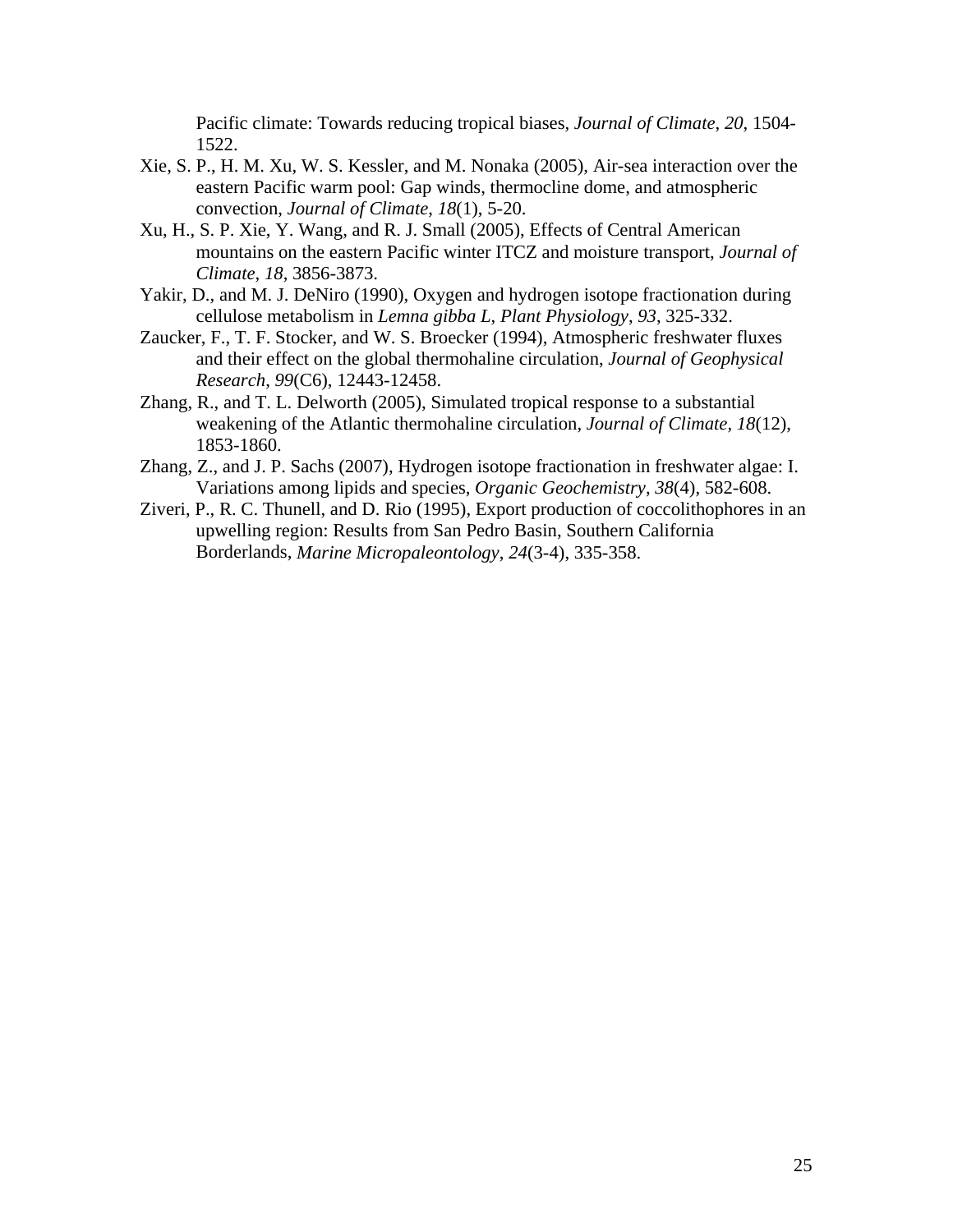Pacific climate: Towards reducing tropical biases, *Journal of Climate*, *20*, 1504-1522.

Xie, S. P., H. M. Xu, W. S. Kessler, and M. Nonaka (2005), Air-sea interaction over the eastern Pacific warm pool: Gap winds, thermocline dome, and atmospheric convection, *Journal of Climate*, *18*(1), 5-20.

Xu, H., S. P. Xie, Y. Wang, and R. J. Small (2005), Effects of Central American mountains on the eastern Pacific winter ITCZ and moisture transport, *Journal of Climate*, *18*, 3856-3873.

Yakir, D., and M. J. DeNiro (1990), Oxygen and hydrogen isotope fractionation during cellulose metabolism in *Lemna gibba L*, *Plant Physiology*, *93*, 325-332.

Zaucker, F., T. F. Stocker, and W. S. Broecker (1994), Atmospheric freshwater fluxes and their effect on the global thermohaline circulation, *Journal of Geophysical Research*, *99*(C6), 12443-12458.

Zhang, R., and T. L. Delworth (2005), Simulated tropical response to a substantial weakening of the Atlantic thermohaline circulation, *Journal of Climate*, *18*(12), 1853-1860.

Zhang, Z., and J. P. Sachs (2007), Hydrogen isotope fractionation in freshwater algae: I. Variations among lipids and species, *Organic Geochemistry*, *38*(4), 582-608.

Ziveri, P., R. C. Thunell, and D. Rio (1995), Export production of coccolithophores in an upwelling region: Results from San Pedro Basin, Southern California Borderlands, *Marine Micropaleontology*, *24*(3-4), 335-358.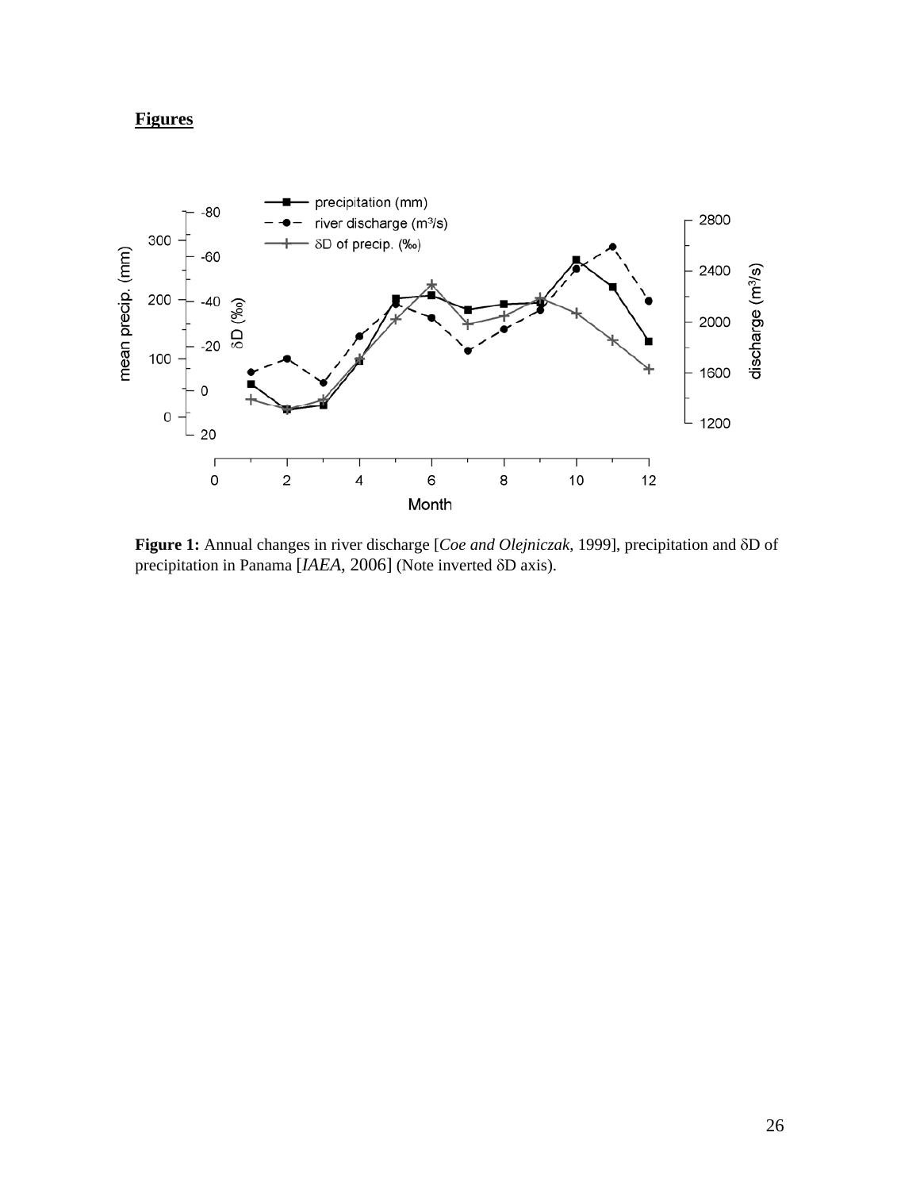**Figures**

**Figure 1:** Annual changes in river discharge [*Coe and Olejniczak*, 1999], precipitation and δD of precipitation in Panama [*IAEA*, 2006] (Note inverted δD axis).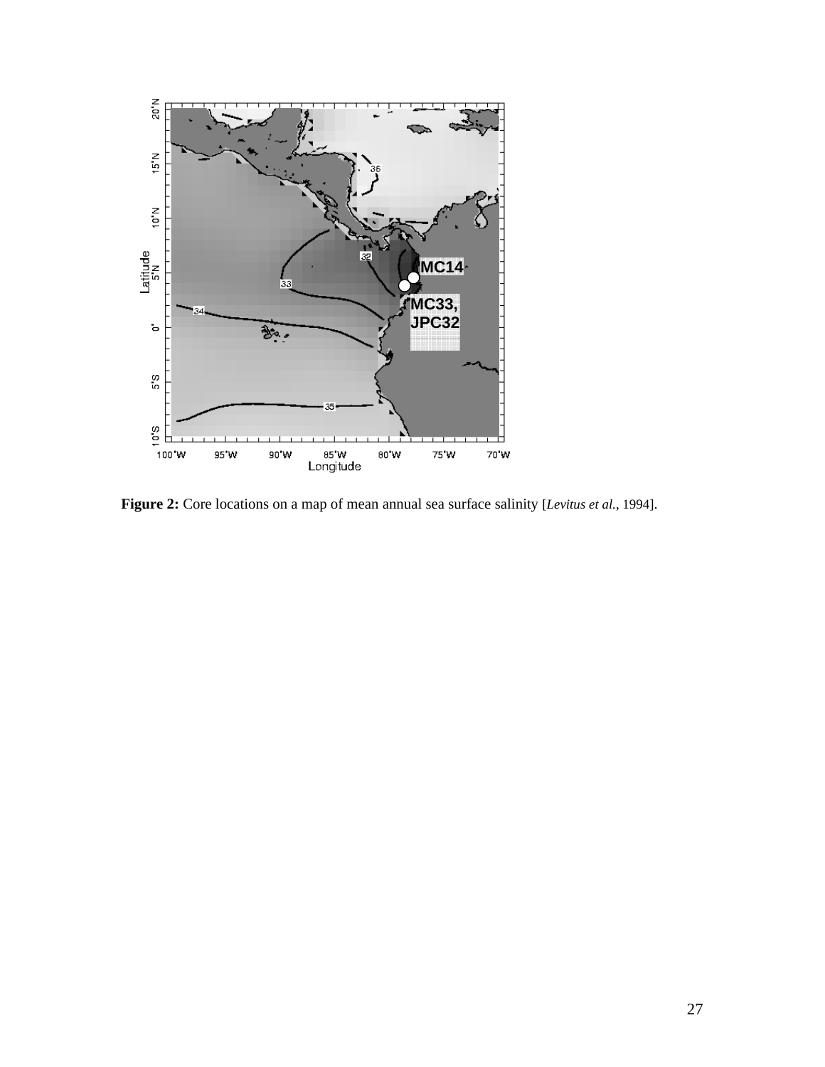**Figure 2:** Core locations on a map of mean annual sea surface salinity [*Levitus et al.*, 1994].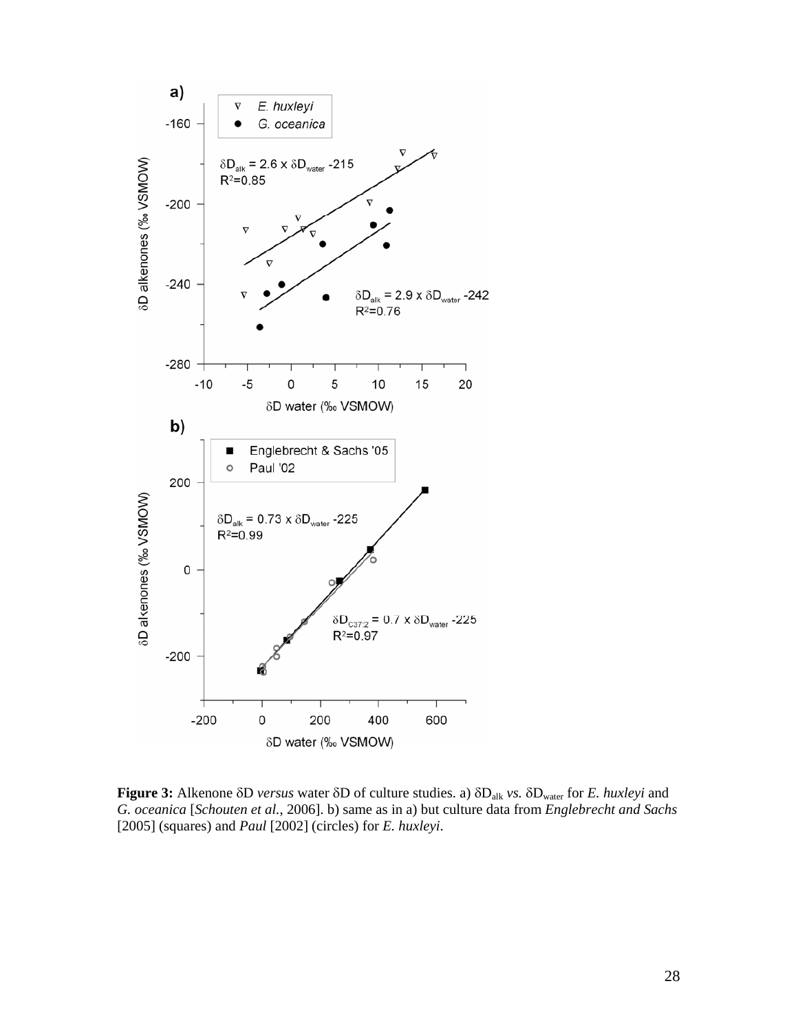**Figure 3:** Alkenone δD *versus* water δD of culture studies. a) $\delta D_{alk}$ *vs.* $\delta D_{water}$ for *E. huxleyi* and *G. oceanica* [*Schouten et al.*, 2006]. b) same as in a) but culture data from *Englebrecht and Sachs* [2005] (squares) and *Paul* [2002] (circles) for *E. huxleyi*.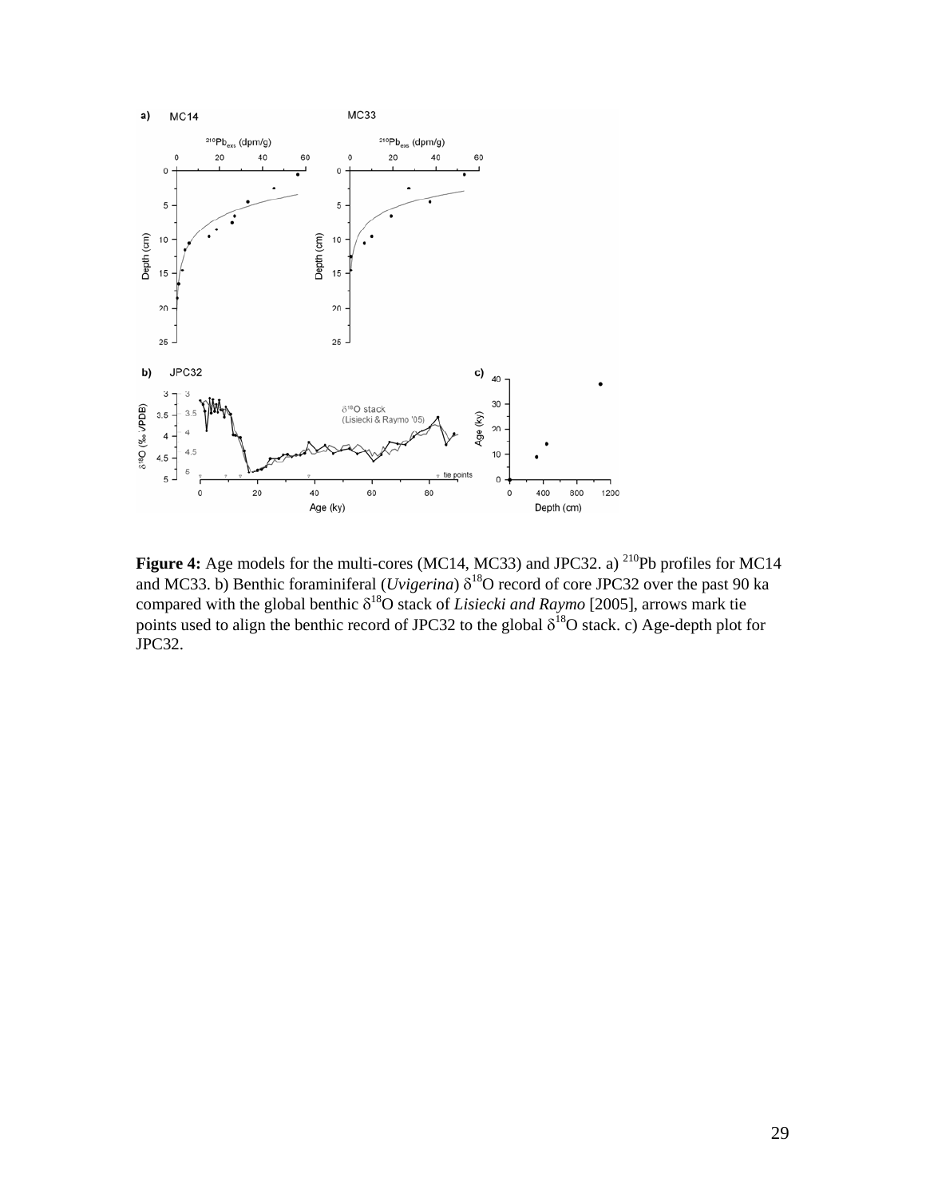**Figure 4:** Age models for the multi-cores (MC14, MC33) and JPC32. a) $^{210}$Pb profiles for MC14 and MC33. b) Benthic foraminiferal (*Uvigerina*) $\delta^{18}$O record of core JPC32 over the past 90 ka compared with the global benthic $\delta^{18}$O stack of *Lisiecki and Raymo* [2005], arrows mark tie points used to align the benthic record of JPC32 to the global $\delta^{18}$O stack. c) Age-depth plot for JPC32.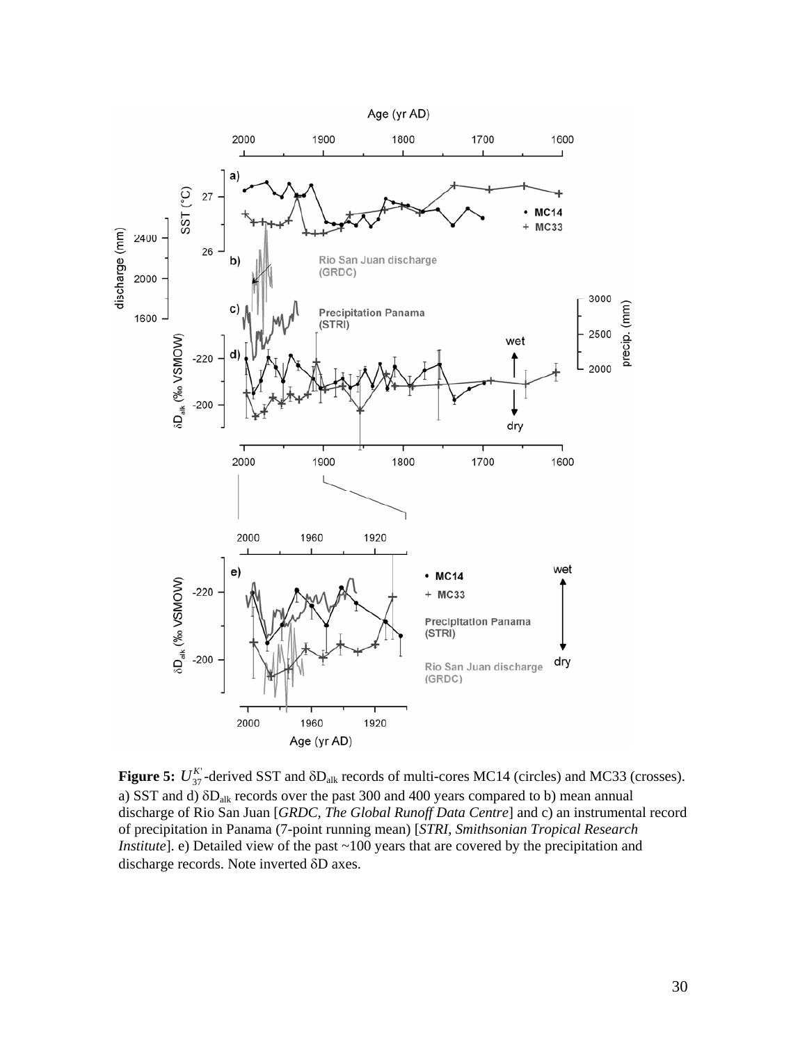**Figure 5:** $U_{37}^{K'}$-derived SST and $\delta D_{alk}$ records of multi-cores MC14 (circles) and MC33 (crosses). a) SST and d) $\delta D_{alk}$ records over the past 300 and 400 years compared to b) mean annual discharge of Rio San Juan [*GRDC, The Global Runoff Data Centre*] and c) an instrumental record of precipitation in Panama (7-point running mean) [*STRI, Smithsonian Tropical Research Institute*]. e) Detailed view of the past ~100 years that are covered by the precipitation and discharge records. Note inverted δD axes.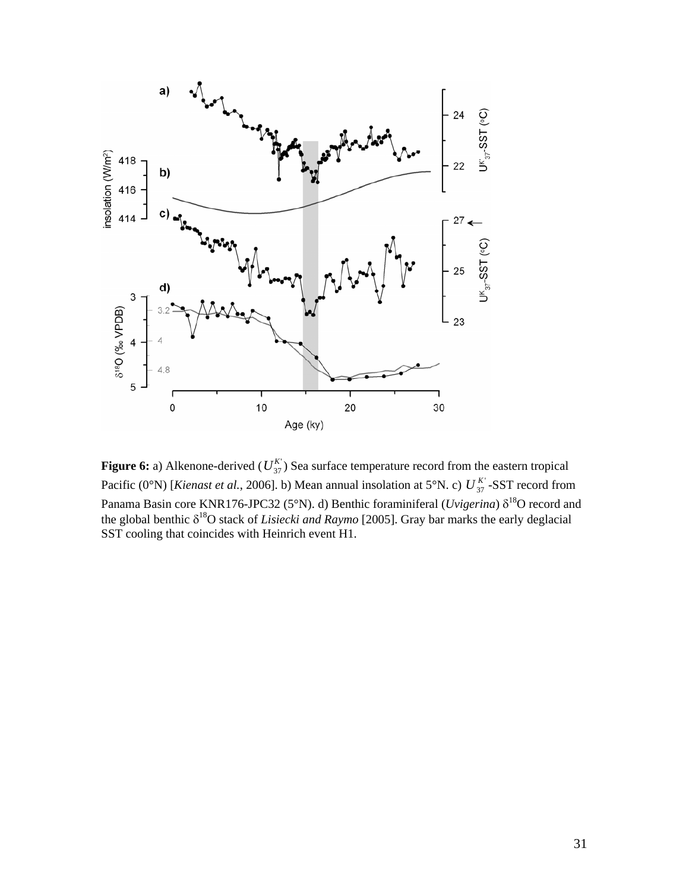**Figure 6:** a) Alkenone-derived ($U_{37}^{K'}$) Sea surface temperature record from the eastern tropical Pacific (0°N) [*Kienast et al.*, 2006]. b) Mean annual insolation at 5°N. c) $U_{37}^{K'}$-SST record from Panama Basin core KNR176-JPC32 (5°N). d) Benthic foraminiferal (*Uvigerina*) $\delta^{18}O$ record and the global benthic $\delta^{18}O$ stack of *Lisiecki and Raymo* [2005]. Gray bar marks the early deglacial SST cooling that coincides with Heinrich event H1.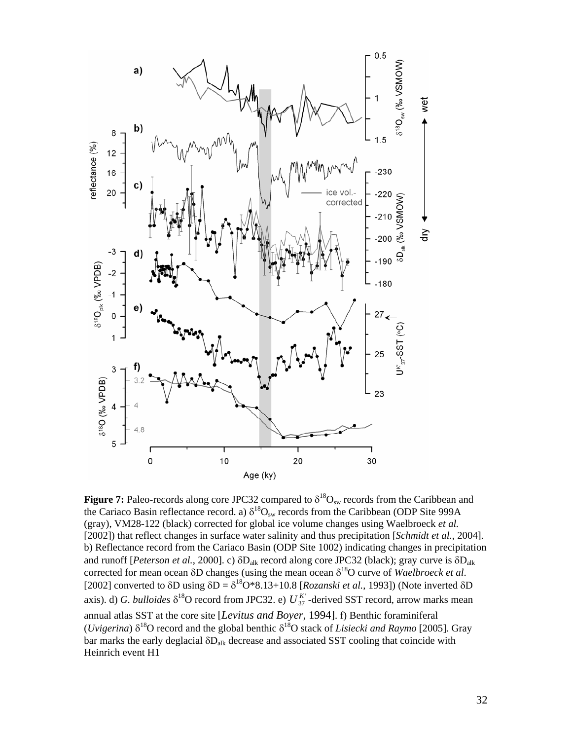**Figure 7:** Paleo-records along core JPC32 compared to $\delta^{18}O_{sw}$ records from the Caribbean and the Cariaco Basin reflectance record. a) $\delta^{18}O_{sw}$ records from the Caribbean (ODP Site 999A (gray), VM28-122 (black) corrected for global ice volume changes using Waelbroeck *et al.* [2002]) that reflect changes in surface water salinity and thus precipitation [*Schmidt et al.*, 2004]. b) Reflectance record from the Cariaco Basin (ODP Site 1002) indicating changes in precipitation and runoff [*Peterson et al.*, 2000]. c) $\delta D_{alk}$ record along core JPC32 (black); gray curve is $\delta D_{alk}$ corrected for mean ocean $\delta D$ changes (using the mean ocean $\delta^{18}O$ curve of *Waelbroeck et al.* [2002] converted to $\delta D$ using $\delta D = \delta^{18}O*8.13+10.8$ [*Rozanski et al.*, 1993]) (Note inverted $\delta D$ axis). d) *G. bulloides* $\delta^{18}O$ record from JPC32. e) $U^{K'}_{37}$-derived SST record, arrow marks mean annual atlas SST at the core site [*Levitus and Boyer*, 1994]. f) Benthic foraminiferal (*Uvigerina*) $\delta^{18}O$ record and the global benthic $\delta^{18}O$ stack of *Lisiecki and Raymo* [2005]. Gray bar marks the early deglacial $\delta D_{alk}$ decrease and associated SST cooling that coincide with Heinrich event H1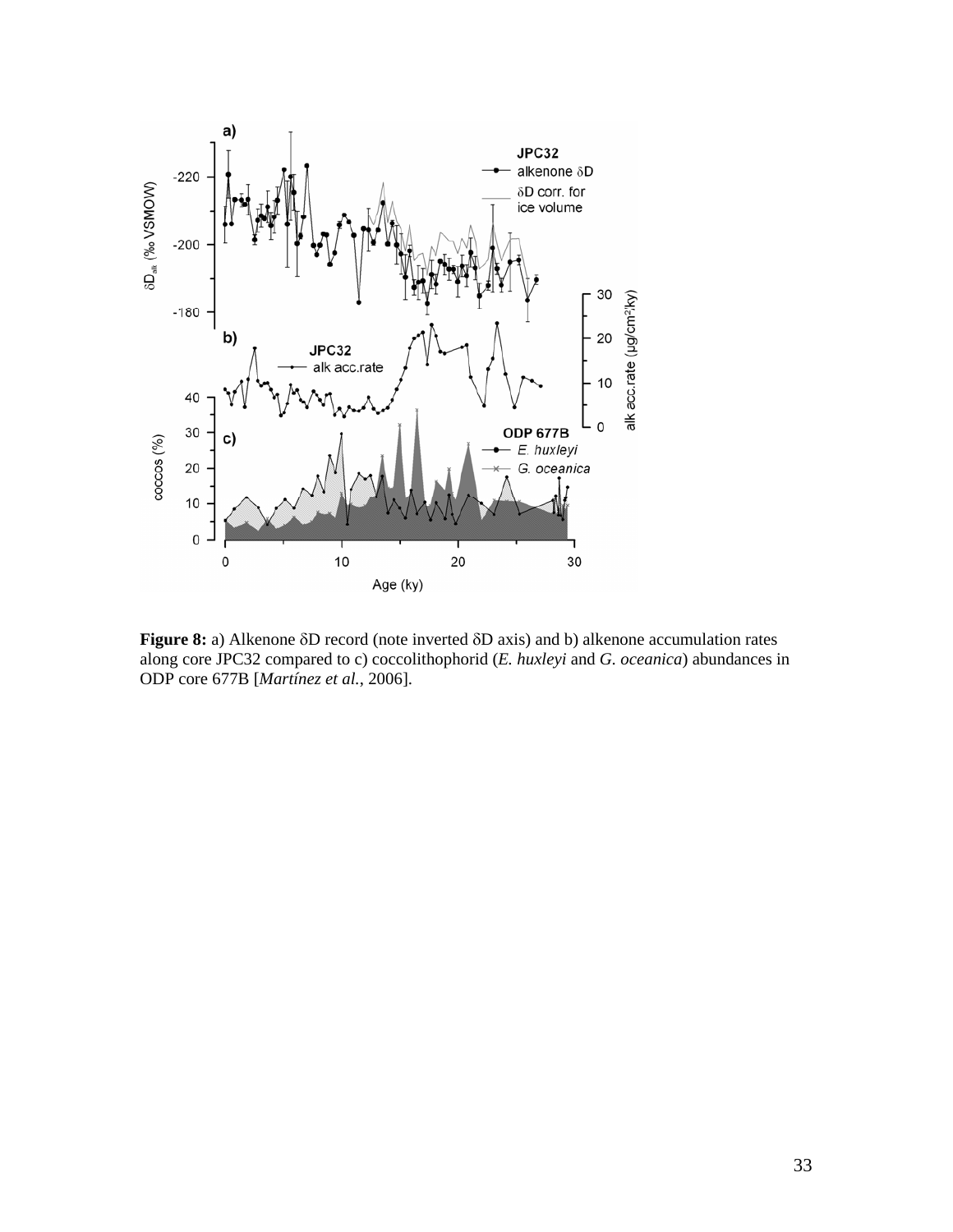**Figure 8:** a) Alkenone δD record (note inverted δD axis) and b) alkenone accumulation rates along core JPC32 compared to c) coccolithophorid (*E. huxleyi* and *G. oceanica*) abundances in ODP core 677B [*Martínez et al.*, 2006].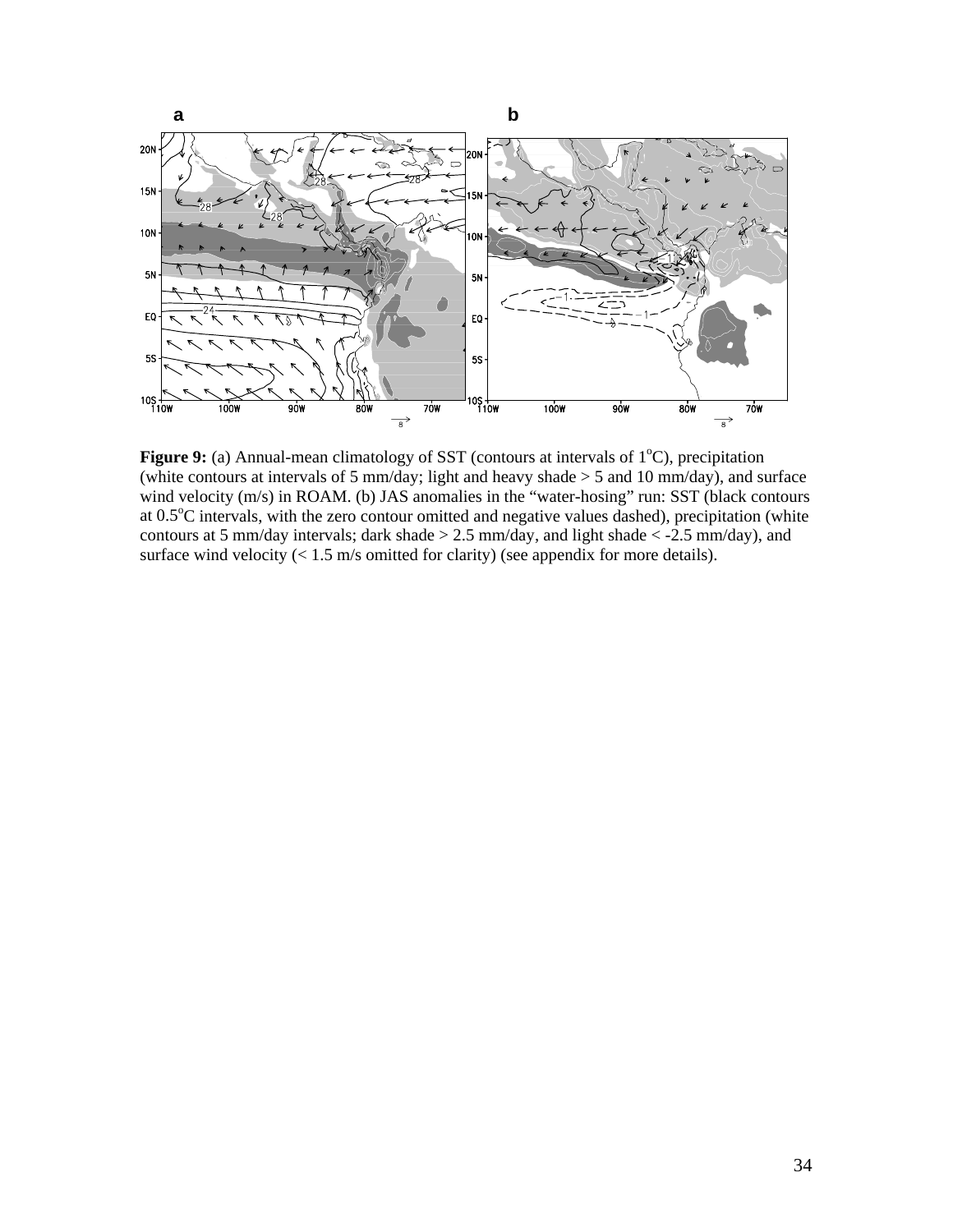a

b

**Figure 9:** (a) Annual-mean climatology of SST (contours at intervals of 1$^{o}$C), precipitation (white contours at intervals of 5 mm/day; light and heavy shade > 5 and 10 mm/day), and surface wind velocity (m/s) in ROAM. (b) JAS anomalies in the "water-hosing" run: SST (black contours at 0.5$^{o}$C intervals, with the zero contour omitted and negative values dashed), precipitation (white contours at 5 mm/day intervals; dark shade > 2.5 mm/day, and light shade < -2.5 mm/day), and surface wind velocity (< 1.5 m/s omitted for clarity) (see appendix for more details).